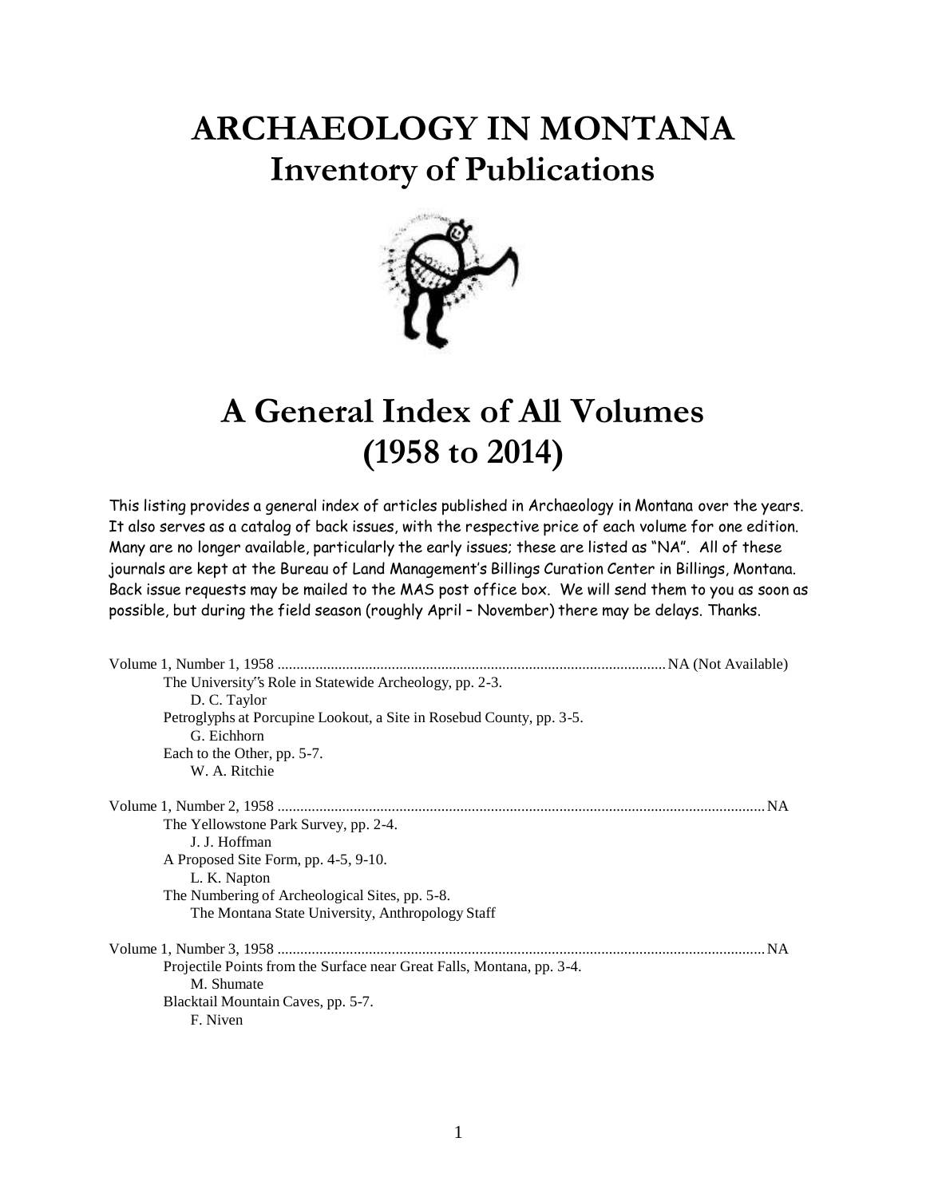# ARCHAEOLOGY IN MONTANA
## Inventory of Publications

# A General Index of All Volumes (1958 to 2014)

This listing provides a general index of articles published in Archaeology in Montana over the years. It also serves as a catalog of back issues, with the respective price of each volume for one edition. Many are no longer available, particularly the early issues; these are listed as "NA". All of these journals are kept at the Bureau of Land Management's Billings Curation Center in Billings, Montana. Back issue requests may be mailed to the MAS post office box. We will send them to you as soon as possible, but during the field season (roughly April – November) there may be delays. Thanks.

Volume 1, Number 1, 1958 ........................................ NA (Not Available)

- The University's Role in Statewide Archeology, pp. 2-3.
  - D. C. Taylor
- Petroglyphs at Porcupine Lookout, a Site in Rosebud County, pp. 3-5.
  - G. Eichhorn
- Each to the Other, pp. 5-7.
  - W. A. Ritchie

Volume 1, Number 2, 1958 ........................................ NA

- The Yellowstone Park Survey, pp. 2-4.
  - J. J. Hoffman
- A Proposed Site Form, pp. 4-5, 9-10.
  - L. K. Napton
- The Numbering of Archeological Sites, pp. 5-8.
  - The Montana State University, Anthropology Staff

Volume 1, Number 3, 1958 ........................................ NA

- Projectile Points from the Surface near Great Falls, Montana, pp. 3-4.
  - M. Shumate
- Blacktail Mountain Caves, pp. 5-7.
  - F. Niven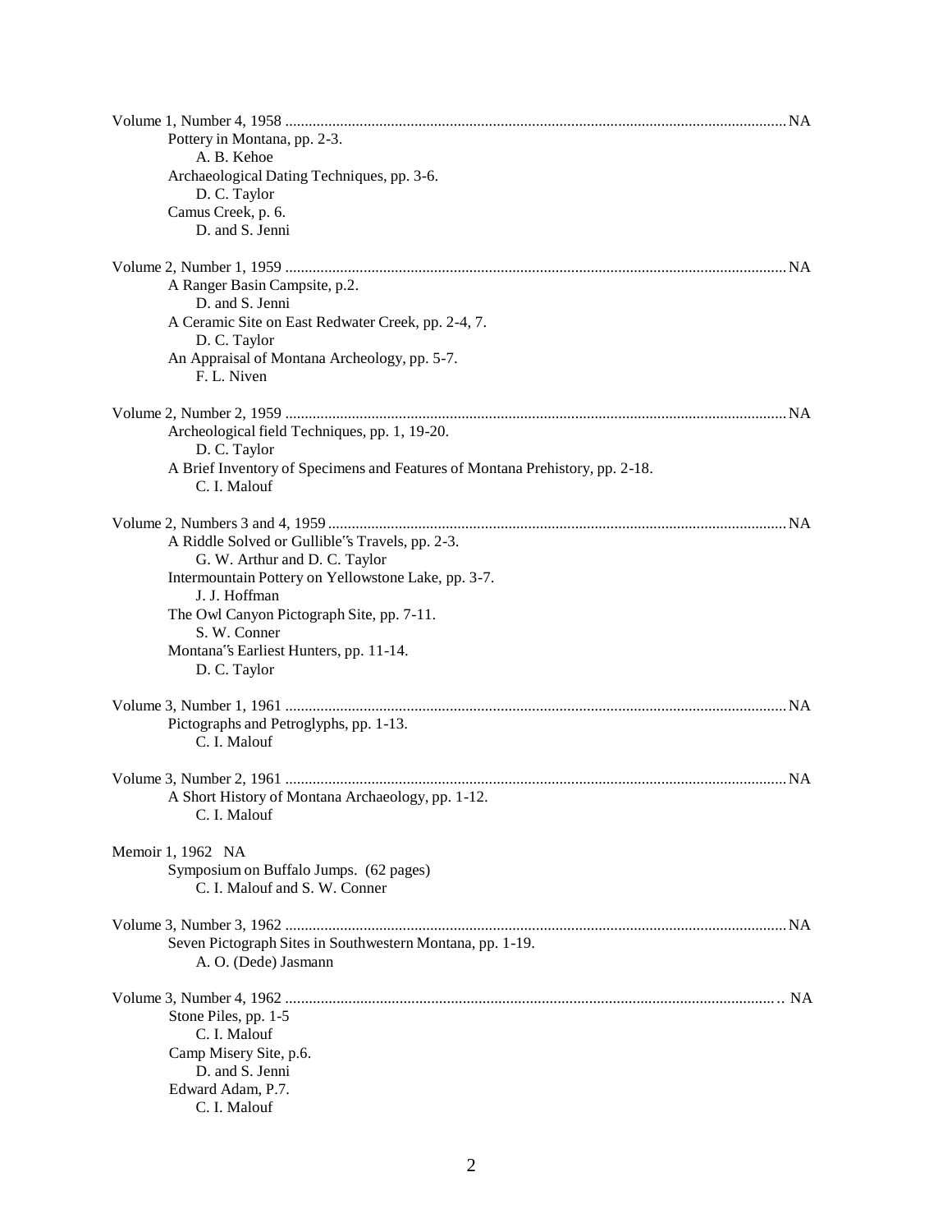Volume 1, Number 4, 1958 ........................................................................................................................ NA

Pottery in Montana, pp. 2-3.
A. B. Kehoe

Archaeological Dating Techniques, pp. 3-6.
D. C. Taylor

Camus Creek, p. 6.
D. and S. Jenni

Volume 2, Number 1, 1959 ........................................................................................................................ NA

A Ranger Basin Campsite, p.2.
D. and S. Jenni

A Ceramic Site on East Redwater Creek, pp. 2-4, 7.
D. C. Taylor

An Appraisal of Montana Archeology, pp. 5-7.
F. L. Niven

Volume 2, Number 2, 1959 ........................................................................................................................ NA

Archeological field Techniques, pp. 1, 19-20.
D. C. Taylor

A Brief Inventory of Specimens and Features of Montana Prehistory, pp. 2-18.
C. I. Malouf

Volume 2, Numbers 3 and 4, 1959 ............................................................................................................. NA

A Riddle Solved or Gullible"s Travels, pp. 2-3.
G. W. Arthur and D. C. Taylor

Intermountain Pottery on Yellowstone Lake, pp. 3-7.
J. J. Hoffman

The Owl Canyon Pictograph Site, pp. 7-11.
S. W. Conner

Montana"s Earliest Hunters, pp. 11-14.
D. C. Taylor

Volume 3, Number 1, 1961 ........................................................................................................................ NA

Pictographs and Petroglyphs, pp. 1-13.
C. I. Malouf

Volume 3, Number 2, 1961 ........................................................................................................................ NA

A Short History of Montana Archaeology, pp. 1-12.
C. I. Malouf

Memoir 1, 1962 NA

Symposium on Buffalo Jumps. (62 pages)
C. I. Malouf and S. W. Conner

Volume 3, Number 3, 1962 ........................................................................................................................ NA

Seven Pictograph Sites in Southwestern Montana, pp. 1-19.
A. O. (Dede) Jasmann

Volume 3, Number 4, 1962 ........................................................................................................................ NA

Stone Piles, pp. 1-5
C. I. Malouf

Camp Misery Site, p.6.
D. and S. Jenni

Edward Adam, P.7.
C. I. Malouf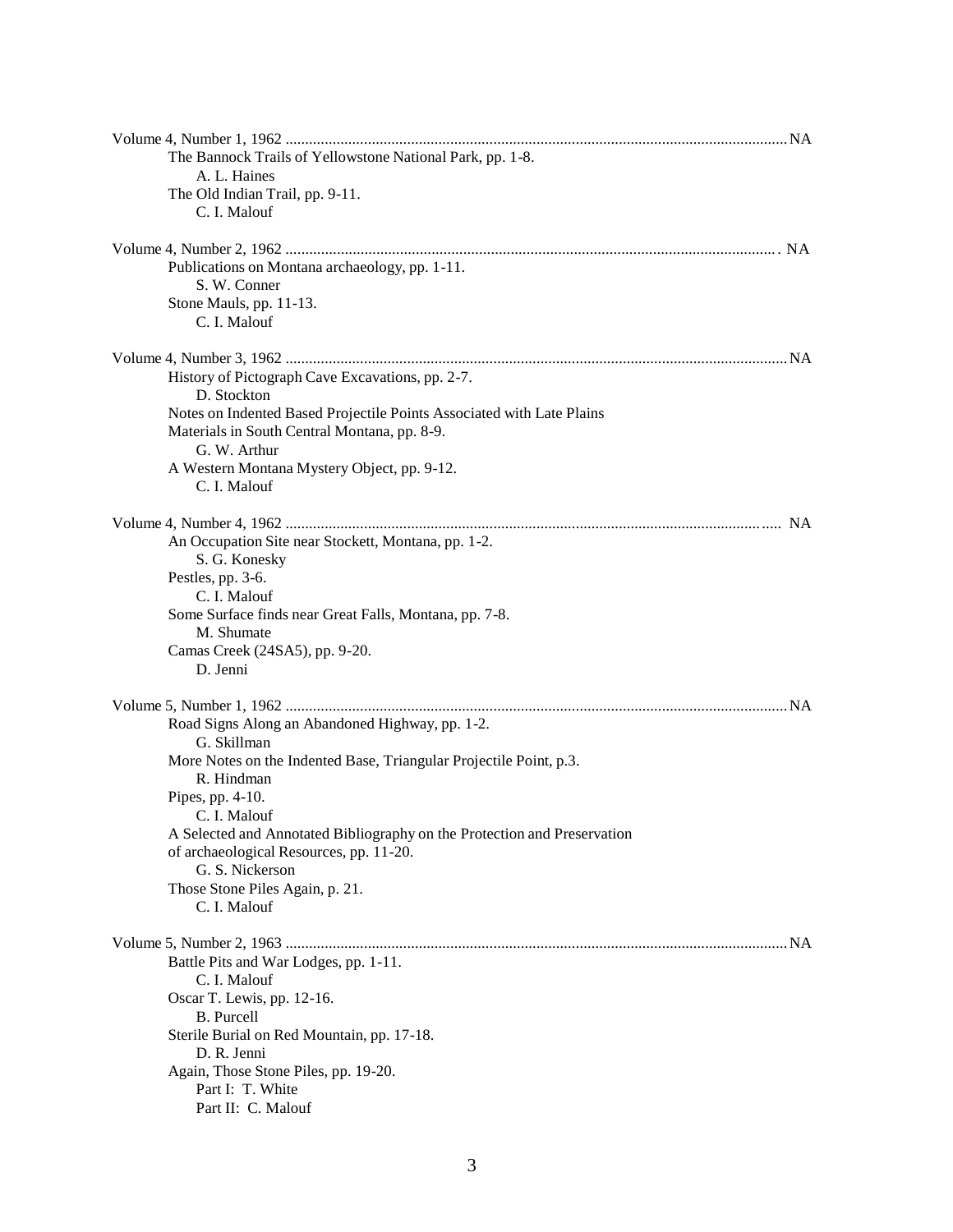Volume 4, Number 1, 1962 ............................................................................................................................... NA

The Bannock Trails of Yellowstone National Park, pp. 1-8.
A. L. Haines

The Old Indian Trail, pp. 9-11.
C. I. Malouf

Volume 4, Number 2, 1962 ............................................................................................................................. NA

Publications on Montana archaeology, pp. 1-11.
S. W. Conner

Stone Mauls, pp. 11-13.
C. I. Malouf

Volume 4, Number 3, 1962 ............................................................................................................................... NA

History of Pictograph Cave Excavations, pp. 2-7.
D. Stockton

Notes on Indented Based Projectile Points Associated with Late Plains Materials in South Central Montana, pp. 8-9.
G. W. Arthur

A Western Montana Mystery Object, pp. 9-12.
C. I. Malouf

Volume 4, Number 4, 1962 ............................................................................................................................. NA

An Occupation Site near Stockett, Montana, pp. 1-2.
S. G. Konesky

Pestles, pp. 3-6.
C. I. Malouf

Some Surface finds near Great Falls, Montana, pp. 7-8.
M. Shumate

Camas Creek (24SA5), pp. 9-20.
D. Jenni

Volume 5, Number 1, 1962 ............................................................................................................................... NA

Road Signs Along an Abandoned Highway, pp. 1-2.
G. Skillman

More Notes on the Indented Base, Triangular Projectile Point, p.3.
R. Hindman

Pipes, pp. 4-10.
C. I. Malouf

A Selected and Annotated Bibliography on the Protection and Preservation of archaeological Resources, pp. 11-20.
G. S. Nickerson

Those Stone Piles Again, p. 21.
C. I. Malouf

Volume 5, Number 2, 1963 ............................................................................................................................... NA

Battle Pits and War Lodges, pp. 1-11.
C. I. Malouf

Oscar T. Lewis, pp. 12-16.
B. Purcell

Sterile Burial on Red Mountain, pp. 17-18.
D. R. Jenni

Again, Those Stone Piles, pp. 19-20.
Part I: T. White
Part II: C. Malouf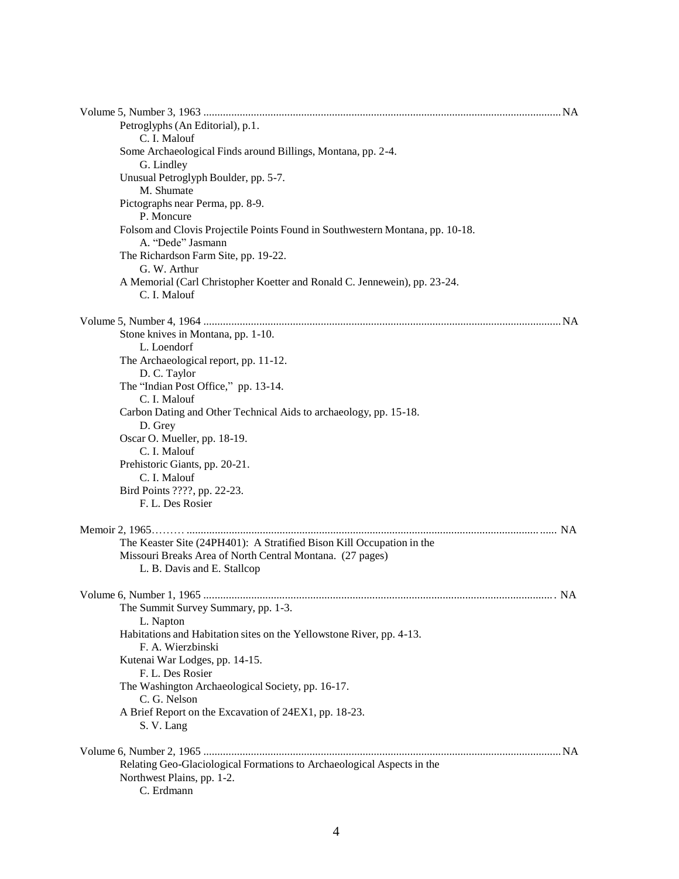Volume 5, Number 3, 1963 ........................................................................................................................................ NA

Petroglyphs (An Editorial), p.1.
C. I. Malouf

Some Archaeological Finds around Billings, Montana, pp. 2-4.
G. Lindley

Unusual Petroglyph Boulder, pp. 5-7.
M. Shumate

Pictographs near Perma, pp. 8-9.
P. Moncure

Folsom and Clovis Projectile Points Found in Southwestern Montana, pp. 10-18.
A. "Dede" Jasmann

The Richardson Farm Site, pp. 19-22.
G. W. Arthur

A Memorial (Carl Christopher Koetter and Ronald C. Jennewein), pp. 23-24.
C. I. Malouf

Volume 5, Number 4, 1964 ........................................................................................................................................ NA

Stone knives in Montana, pp. 1-10.
L. Loendorf

The Archaeological report, pp. 11-12.
D. C. Taylor

The "Indian Post Office," pp. 13-14.
C. I. Malouf

Carbon Dating and Other Technical Aids to archaeology, pp. 15-18.
D. Grey

Oscar O. Mueller, pp. 18-19.
C. I. Malouf

Prehistoric Giants, pp. 20-21.
C. I. Malouf

Bird Points ????, pp. 22-23.
F. L. Des Rosier

Memoir 2, 1965……… ............................................................................................................................... NA

The Keaster Site (24PH401): A Stratified Bison Kill Occupation in the Missouri Breaks Area of North Central Montana. (27 pages)
L. B. Davis and E. Stallcop

Volume 6, Number 1, 1965 ........................................................................................................................................ NA

The Summit Survey Summary, pp. 1-3.
L. Napton

Habitations and Habitation sites on the Yellowstone River, pp. 4-13.
F. A. Wierzbinski

Kutenai War Lodges, pp. 14-15.
F. L. Des Rosier

The Washington Archaeological Society, pp. 16-17.
C. G. Nelson

A Brief Report on the Excavation of 24EX1, pp. 18-23.
S. V. Lang

Volume 6, Number 2, 1965 ........................................................................................................................................ NA

Relating Geo-Glaciological Formations to Archaeological Aspects in the Northwest Plains, pp. 1-2.
C. Erdmann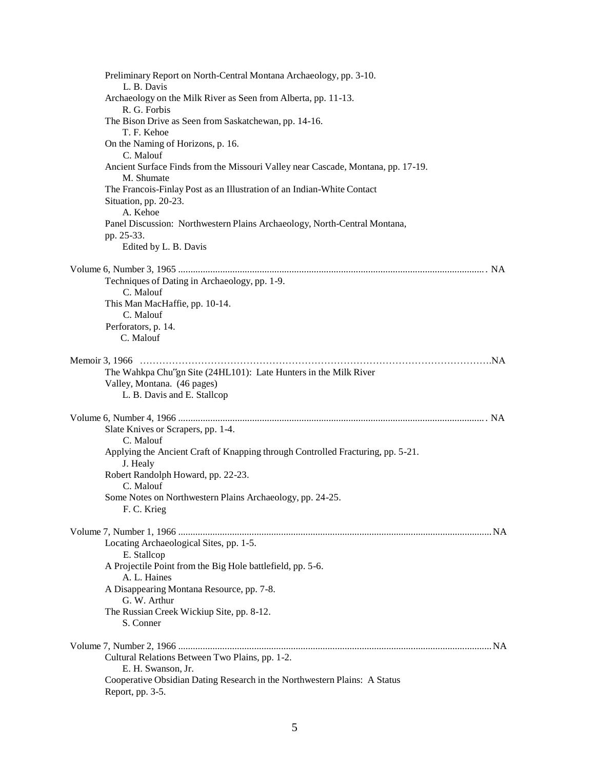Preliminary Report on North-Central Montana Archaeology, pp. 3-10.
  L. B. Davis

Archaeology on the Milk River as Seen from Alberta, pp. 11-13.
  R. G. Forbis

The Bison Drive as Seen from Saskatchewan, pp. 14-16.
  T. F. Kehoe

On the Naming of Horizons, p. 16.
  C. Malouf

Ancient Surface Finds from the Missouri Valley near Cascade, Montana, pp. 17-19.
  M. Shumate

The Francois-Finlay Post as an Illustration of an Indian-White Contact Situation, pp. 20-23.
  A. Kehoe

Panel Discussion: Northwestern Plains Archaeology, North-Central Montana, pp. 25-33.
  Edited by L. B. Davis

Volume 6, Number 3, 1965 ............................................................................................................................. NA

Techniques of Dating in Archaeology, pp. 1-9.
  C. Malouf

This Man MacHaffie, pp. 10-14.
  C. Malouf

Perforators, p. 14.
  C. Malouf

Memoir 3, 1966 ………………………………………………………………………………………………….NA

The Wahkpa Chu˝gn Site (24HL101): Late Hunters in the Milk River Valley, Montana. (46 pages)
  L. B. Davis and E. Stallcop

Volume 6, Number 4, 1966 ............................................................................................................................. NA

Slate Knives or Scrapers, pp. 1-4.
  C. Malouf

Applying the Ancient Craft of Knapping through Controlled Fracturing, pp. 5-21.
  J. Healy

Robert Randolph Howard, pp. 22-23.
  C. Malouf

Some Notes on Northwestern Plains Archaeology, pp. 24-25.
  F. C. Krieg

Volume 7, Number 1, 1966 ..............................................................................................................................NA

Locating Archaeological Sites, pp. 1-5.
  E. Stallcop

A Projectile Point from the Big Hole battlefield, pp. 5-6.
  A. L. Haines

A Disappearing Montana Resource, pp. 7-8.
  G. W. Arthur

The Russian Creek Wickiup Site, pp. 8-12.
  S. Conner

Volume 7, Number 2, 1966 ..............................................................................................................................NA

Cultural Relations Between Two Plains, pp. 1-2.
  E. H. Swanson, Jr.

Cooperative Obsidian Dating Research in the Northwestern Plains: A Status Report, pp. 3-5.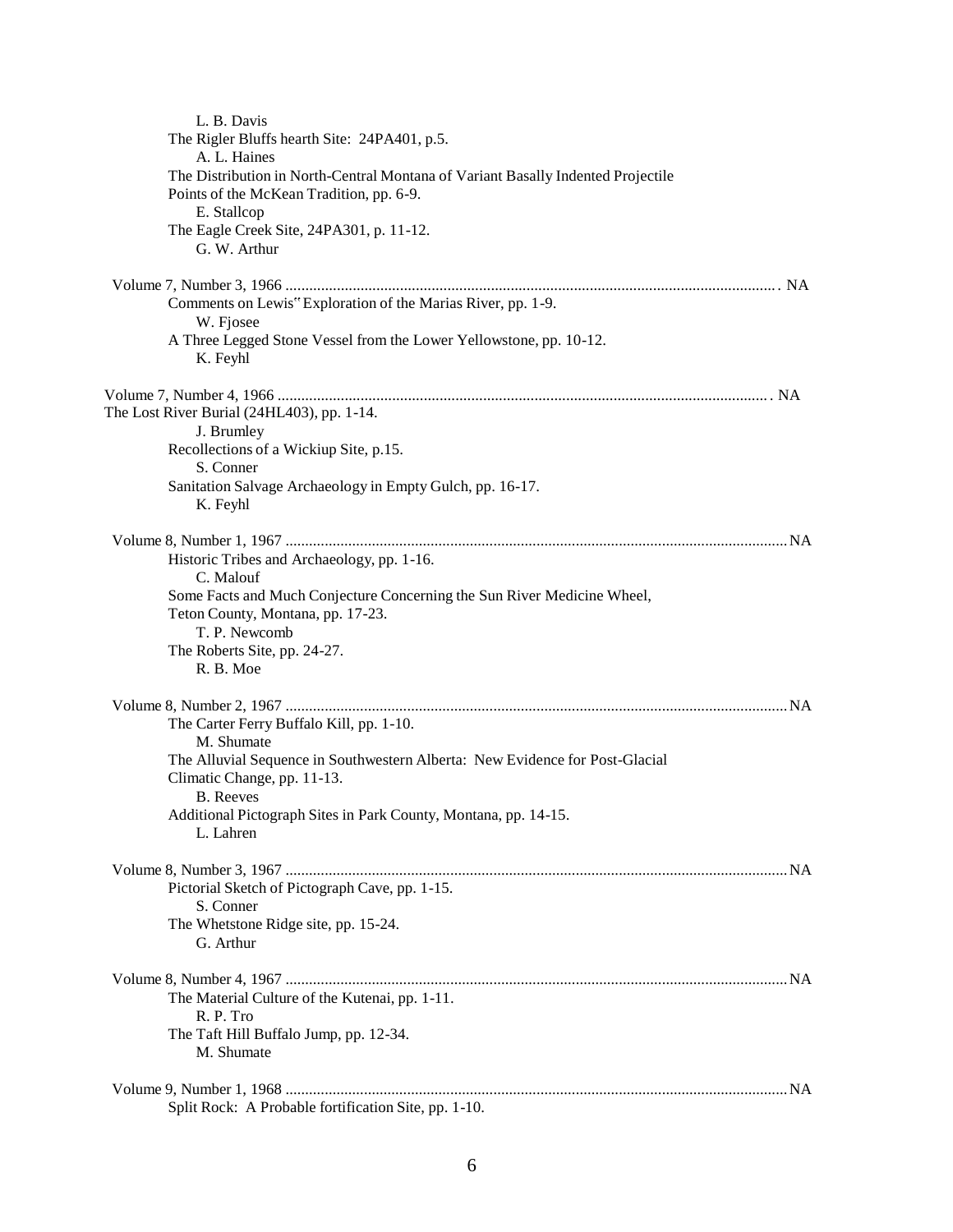L. B. Davis

The Rigler Bluffs hearth Site: 24PA401, p.5.

A. L. Haines

The Distribution in North-Central Montana of Variant Basally Indented Projectile Points of the McKean Tradition, pp. 6-9.

E. Stallcop

The Eagle Creek Site, 24PA301, p. 11-12.

G. W. Arthur

Volume 7, Number 3, 1966 ............................................................................................................................. NA

Comments on Lewis" Exploration of the Marias River, pp. 1-9.

W. Fjosee

A Three Legged Stone Vessel from the Lower Yellowstone, pp. 10-12.

K. Feyhl

Volume 7, Number 4, 1966 ............................................................................................................................. NA

The Lost River Burial (24HL403), pp. 1-14.

J. Brumley

Recollections of a Wickiup Site, p.15.

S. Conner

Sanitation Salvage Archaeology in Empty Gulch, pp. 16-17.

K. Feyhl

Volume 8, Number 1, 1967 ............................................................................................................................. NA

Historic Tribes and Archaeology, pp. 1-16.

C. Malouf

Some Facts and Much Conjecture Concerning the Sun River Medicine Wheel, Teton County, Montana, pp. 17-23.

T. P. Newcomb

The Roberts Site, pp. 24-27.

R. B. Moe

Volume 8, Number 2, 1967 ............................................................................................................................. NA

The Carter Ferry Buffalo Kill, pp. 1-10.

M. Shumate

The Alluvial Sequence in Southwestern Alberta: New Evidence for Post-Glacial Climatic Change, pp. 11-13.

B. Reeves

Additional Pictograph Sites in Park County, Montana, pp. 14-15.

L. Lahren

Volume 8, Number 3, 1967 ............................................................................................................................. NA

Pictorial Sketch of Pictograph Cave, pp. 1-15.

S. Conner

The Whetstone Ridge site, pp. 15-24.

G. Arthur

Volume 8, Number 4, 1967 ............................................................................................................................. NA

The Material Culture of the Kutenai, pp. 1-11.

R. P. Tro

The Taft Hill Buffalo Jump, pp. 12-34.

M. Shumate

Volume 9, Number 1, 1968 ............................................................................................................................. NA

Split Rock: A Probable fortification Site, pp. 1-10.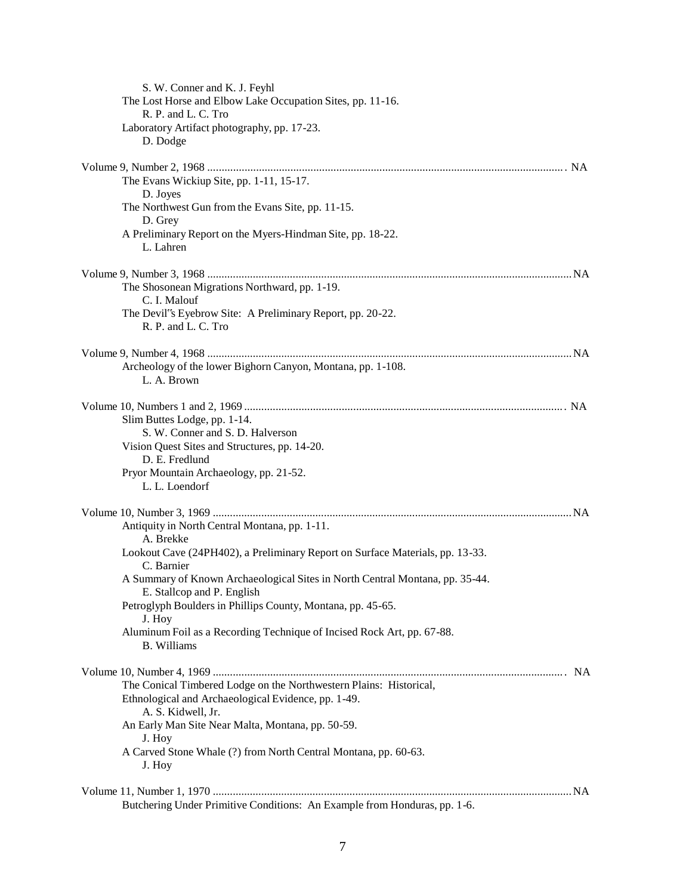S. W. Conner and K. J. Feyhl

The Lost Horse and Elbow Lake Occupation Sites, pp. 11-16.
R. P. and L. C. Tro

Laboratory Artifact photography, pp. 17-23.
D. Dodge

Volume 9, Number 2, 1968 .......... NA

The Evans Wickiup Site, pp. 1-11, 15-17.
D. Joyes

The Northwest Gun from the Evans Site, pp. 11-15.
D. Grey

A Preliminary Report on the Myers-Hindman Site, pp. 18-22.
L. Lahren

Volume 9, Number 3, 1968 .......... NA

The Shosonean Migrations Northward, pp. 1-19.
C. I. Malouf

The Devil"s Eyebrow Site: A Preliminary Report, pp. 20-22.
R. P. and L. C. Tro

Volume 9, Number 4, 1968 .......... NA

Archeology of the lower Bighorn Canyon, Montana, pp. 1-108.
L. A. Brown

Volume 10, Numbers 1 and 2, 1969 .......... NA

Slim Buttes Lodge, pp. 1-14.
S. W. Conner and S. D. Halverson

Vision Quest Sites and Structures, pp. 14-20.
D. E. Fredlund

Pryor Mountain Archaeology, pp. 21-52.
L. L. Loendorf

Volume 10, Number 3, 1969 .......... NA

Antiquity in North Central Montana, pp. 1-11.
A. Brekke

Lookout Cave (24PH402), a Preliminary Report on Surface Materials, pp. 13-33.
C. Barnier

A Summary of Known Archaeological Sites in North Central Montana, pp. 35-44.
E. Stallcop and P. English

Petroglyph Boulders in Phillips County, Montana, pp. 45-65.
J. Hoy

Aluminum Foil as a Recording Technique of Incised Rock Art, pp. 67-88.
B. Williams

Volume 10, Number 4, 1969 .......... NA

The Conical Timbered Lodge on the Northwestern Plains: Historical, Ethnological and Archaeological Evidence, pp. 1-49.
A. S. Kidwell, Jr.

An Early Man Site Near Malta, Montana, pp. 50-59.
J. Hoy

A Carved Stone Whale (?) from North Central Montana, pp. 60-63.
J. Hoy

Volume 11, Number 1, 1970 .......... NA

Butchering Under Primitive Conditions: An Example from Honduras, pp. 1-6.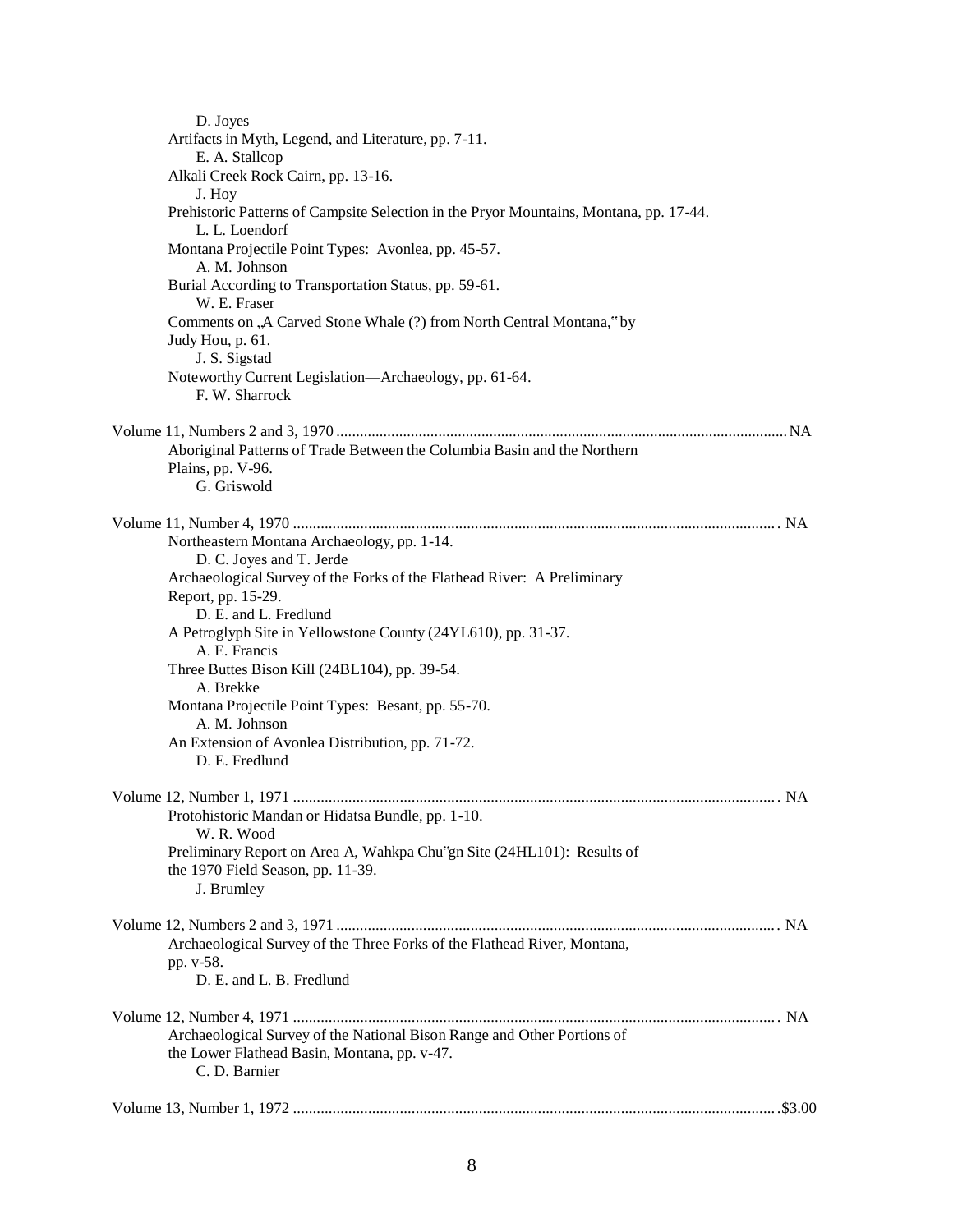D. Joyes

Artifacts in Myth, Legend, and Literature, pp. 7-11.
E. A. Stallcop

Alkali Creek Rock Cairn, pp. 13-16.
J. Hoy

Prehistoric Patterns of Campsite Selection in the Pryor Mountains, Montana, pp. 17-44.
L. L. Loendorf

Montana Projectile Point Types: Avonlea, pp. 45-57.
A. M. Johnson

Burial According to Transportation Status, pp. 59-61.
W. E. Fraser

Comments on „A Carved Stone Whale (?) from North Central Montana," by Judy Hou, p. 61.
J. S. Sigstad

Noteworthy Current Legislation—Archaeology, pp. 61-64.
F. W. Sharrock

Volume 11, Numbers 2 and 3, 1970 .................................................................................................................. NA

Aboriginal Patterns of Trade Between the Columbia Basin and the Northern Plains, pp. V-96.
G. Griswold

Volume 11, Number 4, 1970 .................................................................................................................. NA

Northeastern Montana Archaeology, pp. 1-14.
D. C. Joyes and T. Jerde

Archaeological Survey of the Forks of the Flathead River: A Preliminary Report, pp. 15-29.
D. E. and L. Fredlund

A Petroglyph Site in Yellowstone County (24YL610), pp. 31-37.
A. E. Francis

Three Buttes Bison Kill (24BL104), pp. 39-54.
A. Brekke

Montana Projectile Point Types: Besant, pp. 55-70.
A. M. Johnson

An Extension of Avonlea Distribution, pp. 71-72.
D. E. Fredlund

Volume 12, Number 1, 1971 .................................................................................................................. NA

Protohistoric Mandan or Hidatsa Bundle, pp. 1-10.
W. R. Wood

Preliminary Report on Area A, Wahkpa Chu"gn Site (24HL101): Results of the 1970 Field Season, pp. 11-39.
J. Brumley

Volume 12, Numbers 2 and 3, 1971 .................................................................................................................. NA

Archaeological Survey of the Three Forks of the Flathead River, Montana, pp. v-58.
D. E. and L. B. Fredlund

Volume 12, Number 4, 1971 .................................................................................................................. NA

Archaeological Survey of the National Bison Range and Other Portions of the Lower Flathead Basin, Montana, pp. v-47.
C. D. Barnier

Volume 13, Number 1, 1972 .................................................................................................................. $3.00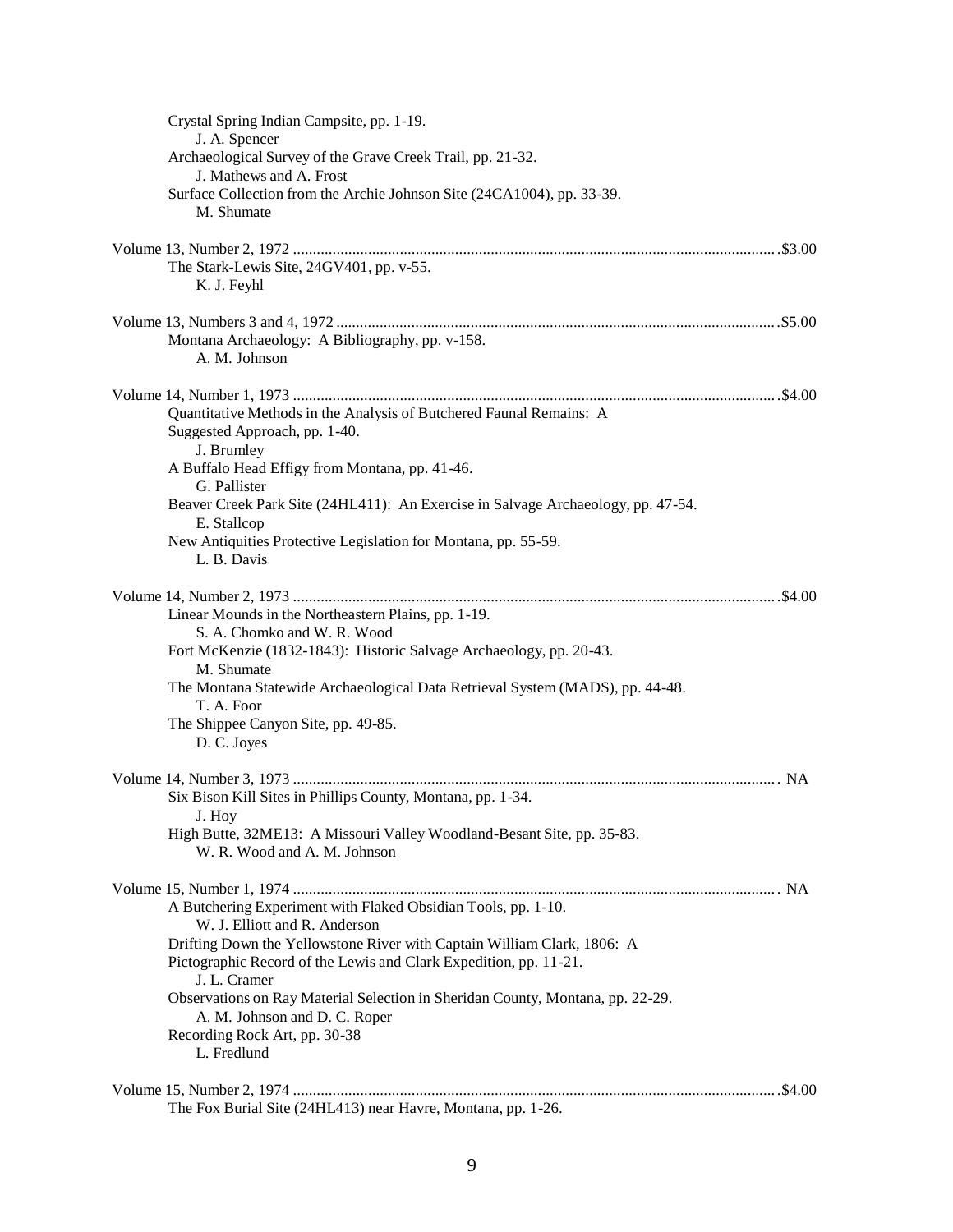Crystal Spring Indian Campsite, pp. 1-19.
J. A. Spencer
Archaeological Survey of the Grave Creek Trail, pp. 21-32.
J. Mathews and A. Frost
Surface Collection from the Archie Johnson Site (24CA1004), pp. 33-39.
M. Shumate

Volume 13, Number 2, 1972 .......... $3.00
The Stark-Lewis Site, 24GV401, pp. v-55.
K. J. Feyhl

Volume 13, Numbers 3 and 4, 1972 .......... $5.00
Montana Archaeology: A Bibliography, pp. v-158.
A. M. Johnson

Volume 14, Number 1, 1973 .......... $4.00
Quantitative Methods in the Analysis of Butchered Faunal Remains: A Suggested Approach, pp. 1-40.
J. Brumley
A Buffalo Head Effigy from Montana, pp. 41-46.
G. Pallister
Beaver Creek Park Site (24HL411): An Exercise in Salvage Archaeology, pp. 47-54.
E. Stallcop
New Antiquities Protective Legislation for Montana, pp. 55-59.
L. B. Davis

Volume 14, Number 2, 1973 .......... $4.00
Linear Mounds in the Northeastern Plains, pp. 1-19.
S. A. Chomko and W. R. Wood
Fort McKenzie (1832-1843): Historic Salvage Archaeology, pp. 20-43.
M. Shumate
The Montana Statewide Archaeological Data Retrieval System (MADS), pp. 44-48.
T. A. Foor
The Shippee Canyon Site, pp. 49-85.
D. C. Joyes

Volume 14, Number 3, 1973 .......... NA
Six Bison Kill Sites in Phillips County, Montana, pp. 1-34.
J. Hoy
High Butte, 32ME13: A Missouri Valley Woodland-Besant Site, pp. 35-83.
W. R. Wood and A. M. Johnson

Volume 15, Number 1, 1974 .......... NA
A Butchering Experiment with Flaked Obsidian Tools, pp. 1-10.
W. J. Elliott and R. Anderson
Drifting Down the Yellowstone River with Captain William Clark, 1806: A Pictographic Record of the Lewis and Clark Expedition, pp. 11-21.
J. L. Cramer
Observations on Ray Material Selection in Sheridan County, Montana, pp. 22-29.
A. M. Johnson and D. C. Roper
Recording Rock Art, pp. 30-38
L. Fredlund

Volume 15, Number 2, 1974 .......... $4.00
The Fox Burial Site (24HL413) near Havre, Montana, pp. 1-26.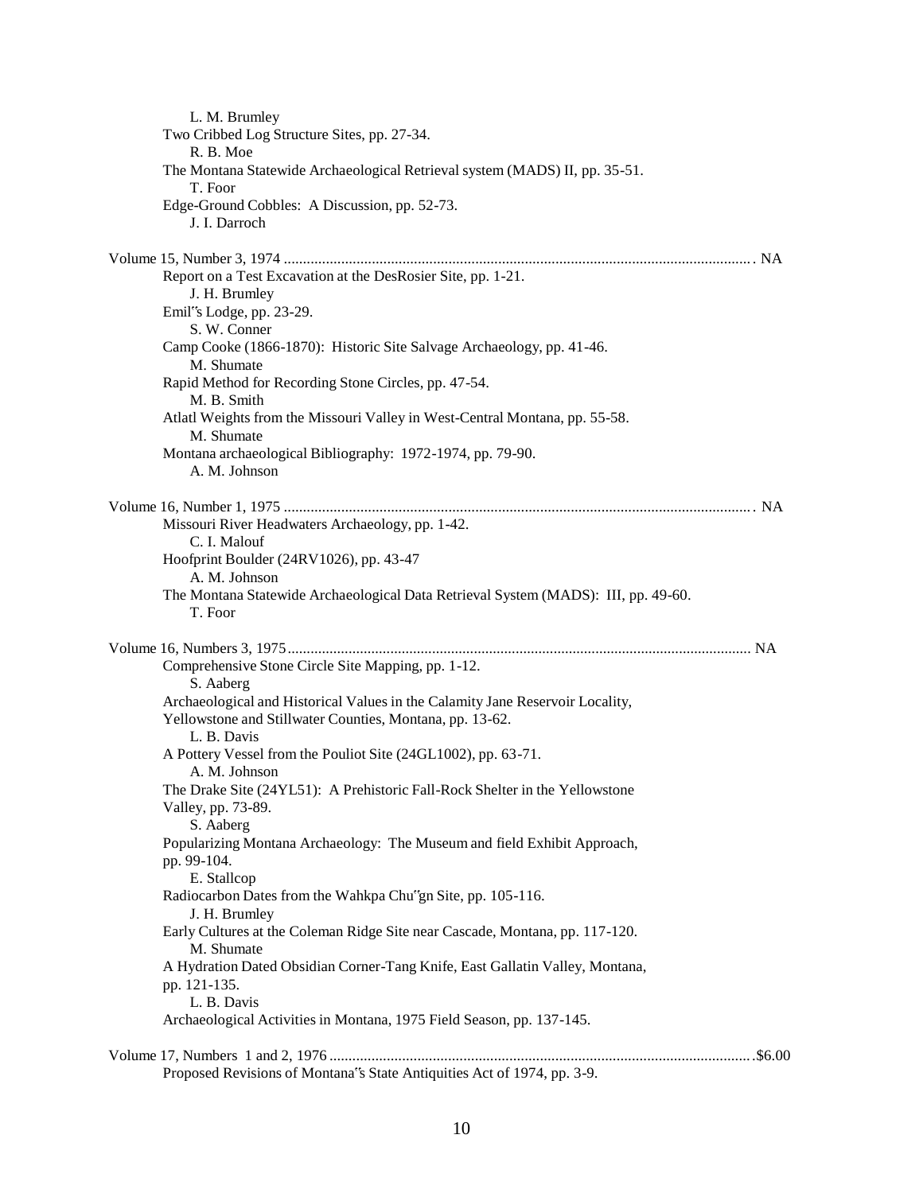L. M. Brumley

Two Cribbed Log Structure Sites, pp. 27-34.
    R. B. Moe

The Montana Statewide Archaeological Retrieval system (MADS) II, pp. 35-51.
    T. Foor

Edge-Ground Cobbles: A Discussion, pp. 52-73.
    J. I. Darroch

Volume 15, Number 3, 1974 .......................................................................................................... NA

Report on a Test Excavation at the DesRosier Site, pp. 1-21.
    J. H. Brumley

Emil"s Lodge, pp. 23-29.
    S. W. Conner

Camp Cooke (1866-1870): Historic Site Salvage Archaeology, pp. 41-46.
    M. Shumate

Rapid Method for Recording Stone Circles, pp. 47-54.
    M. B. Smith

Atlatl Weights from the Missouri Valley in West-Central Montana, pp. 55-58.
    M. Shumate

Montana archaeological Bibliography: 1972-1974, pp. 79-90.
    A. M. Johnson

Volume 16, Number 1, 1975 .......................................................................................................... NA

Missouri River Headwaters Archaeology, pp. 1-42.
    C. I. Malouf

Hoofprint Boulder (24RV1026), pp. 43-47
    A. M. Johnson

The Montana Statewide Archaeological Data Retrieval System (MADS): III, pp. 49-60.
    T. Foor

Volume 16, Numbers 3, 1975......................................................................................................... NA

Comprehensive Stone Circle Site Mapping, pp. 1-12.
    S. Aaberg

Archaeological and Historical Values in the Calamity Jane Reservoir Locality, Yellowstone and Stillwater Counties, Montana, pp. 13-62.
    L. B. Davis

A Pottery Vessel from the Pouliot Site (24GL1002), pp. 63-71.
    A. M. Johnson

The Drake Site (24YL51): A Prehistoric Fall-Rock Shelter in the Yellowstone Valley, pp. 73-89.
    S. Aaberg

Popularizing Montana Archaeology: The Museum and field Exhibit Approach, pp. 99-104.
    E. Stallcop

Radiocarbon Dates from the Wahkpa Chu"gn Site, pp. 105-116.
    J. H. Brumley

Early Cultures at the Coleman Ridge Site near Cascade, Montana, pp. 117-120.
    M. Shumate

A Hydration Dated Obsidian Corner-Tang Knife, East Gallatin Valley, Montana, pp. 121-135.
    L. B. Davis

Archaeological Activities in Montana, 1975 Field Season, pp. 137-145.

Volume 17, Numbers 1 and 2, 1976 .............................................................................................$6.00

Proposed Revisions of Montana"s State Antiquities Act of 1974, pp. 3-9.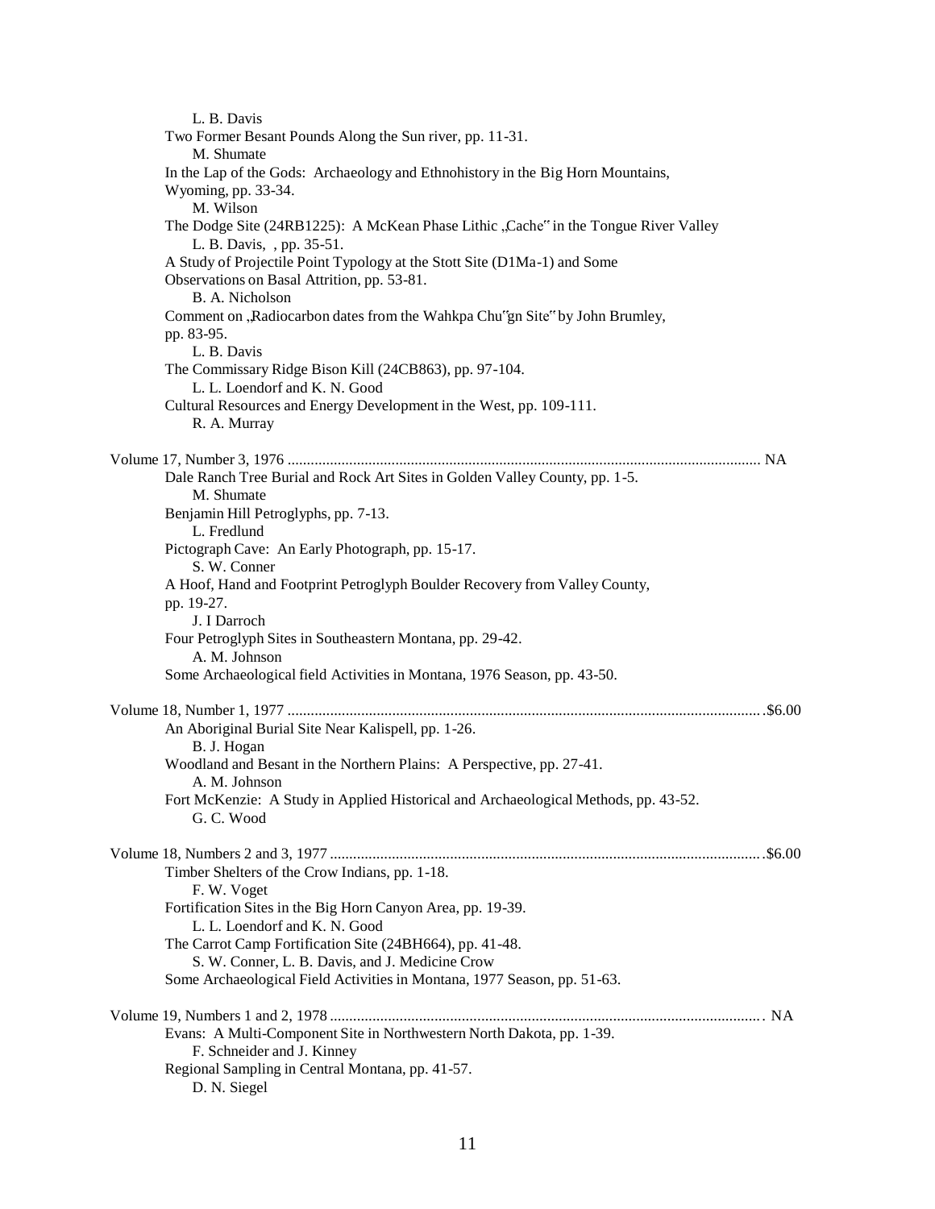L. B. Davis

Two Former Besant Pounds Along the Sun river, pp. 11-31.
M. Shumate

In the Lap of the Gods: Archaeology and Ethnohistory in the Big Horn Mountains, Wyoming, pp. 33-34.
M. Wilson

The Dodge Site (24RB1225): A McKean Phase Lithic „Cache" in the Tongue River Valley
L. B. Davis, , pp. 35-51.

A Study of Projectile Point Typology at the Stott Site (D1Ma-1) and Some Observations on Basal Attrition, pp. 53-81.
B. A. Nicholson

Comment on „Radiocarbon dates from the Wahkpa Chu"gn Site" by John Brumley, pp. 83-95.
L. B. Davis

The Commissary Ridge Bison Kill (24CB863), pp. 97-104.
L. L. Loendorf and K. N. Good

Cultural Resources and Energy Development in the West, pp. 109-111.
R. A. Murray

Volume 17, Number 3, 1976 .......................................................................................................................... NA

Dale Ranch Tree Burial and Rock Art Sites in Golden Valley County, pp. 1-5.
M. Shumate

Benjamin Hill Petroglyphs, pp. 7-13.
L. Fredlund

Pictograph Cave: An Early Photograph, pp. 15-17.
S. W. Conner

A Hoof, Hand and Footprint Petroglyph Boulder Recovery from Valley County, pp. 19-27.
J. I Darroch

Four Petroglyph Sites in Southeastern Montana, pp. 29-42.
A. M. Johnson

Some Archaeological field Activities in Montana, 1976 Season, pp. 43-50.

Volume 18, Number 1, 1977 .........................................................................................................................$6.00

An Aboriginal Burial Site Near Kalispell, pp. 1-26.
B. J. Hogan

Woodland and Besant in the Northern Plains: A Perspective, pp. 27-41.
A. M. Johnson

Fort McKenzie: A Study in Applied Historical and Archaeological Methods, pp. 43-52.
G. C. Wood

Volume 18, Numbers 2 and 3, 1977 ..............................................................................................................$6.00

Timber Shelters of the Crow Indians, pp. 1-18.
F. W. Voget

Fortification Sites in the Big Horn Canyon Area, pp. 19-39.
L. L. Loendorf and K. N. Good

The Carrot Camp Fortification Site (24BH664), pp. 41-48.
S. W. Conner, L. B. Davis, and J. Medicine Crow

Some Archaeological Field Activities in Montana, 1977 Season, pp. 51-63.

Volume 19, Numbers 1 and 2, 1978.............................................................................................................. NA

Evans: A Multi-Component Site in Northwestern North Dakota, pp. 1-39.
F. Schneider and J. Kinney

Regional Sampling in Central Montana, pp. 41-57.
D. N. Siegel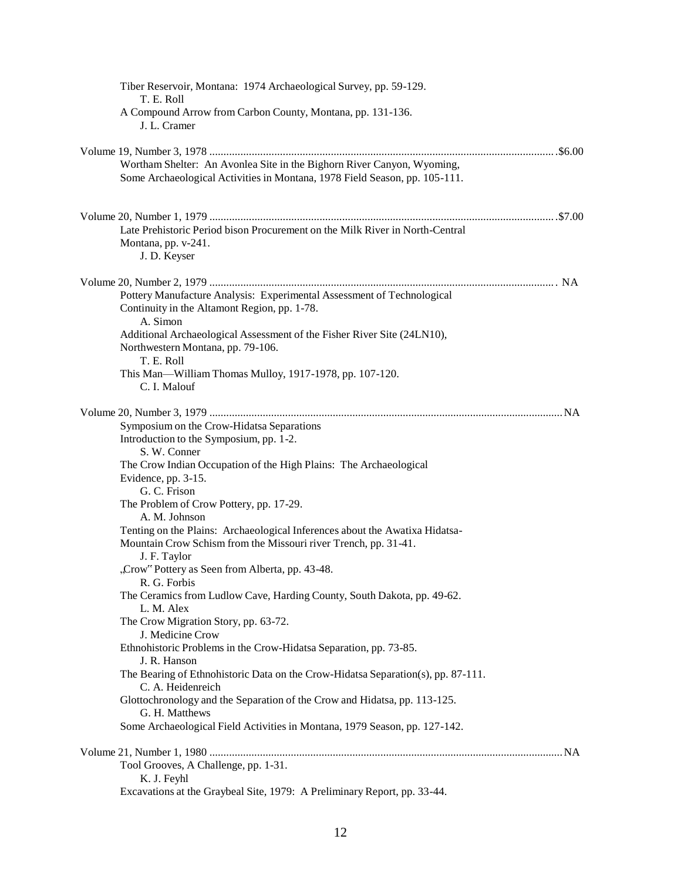Tiber Reservoir, Montana: 1974 Archaeological Survey, pp. 59-129.
T. E. Roll
A Compound Arrow from Carbon County, Montana, pp. 131-136.
J. L. Cramer

Volume 19, Number 3, 1978 .......... $6.00
Wortham Shelter: An Avonlea Site in the Bighorn River Canyon, Wyoming,
Some Archaeological Activities in Montana, 1978 Field Season, pp. 105-111.

Volume 20, Number 1, 1979 .......... $7.00
Late Prehistoric Period bison Procurement on the Milk River in North-Central Montana, pp. v-241.
J. D. Keyser

Volume 20, Number 2, 1979 .......... NA
Pottery Manufacture Analysis: Experimental Assessment of Technological Continuity in the Altamont Region, pp. 1-78.
A. Simon
Additional Archaeological Assessment of the Fisher River Site (24LN10), Northwestern Montana, pp. 79-106.
T. E. Roll
This Man—William Thomas Mulloy, 1917-1978, pp. 107-120.
C. I. Malouf

Volume 20, Number 3, 1979 .......... NA
Symposium on the Crow-Hidatsa Separations
Introduction to the Symposium, pp. 1-2.
S. W. Conner
The Crow Indian Occupation of the High Plains: The Archaeological Evidence, pp. 3-15.
G. C. Frison
The Problem of Crow Pottery, pp. 17-29.
A. M. Johnson
Tenting on the Plains: Archaeological Inferences about the Awatixa Hidatsa-Mountain Crow Schism from the Missouri river Trench, pp. 31-41.
J. F. Taylor
„Crow" Pottery as Seen from Alberta, pp. 43-48.
R. G. Forbis
The Ceramics from Ludlow Cave, Harding County, South Dakota, pp. 49-62.
L. M. Alex
The Crow Migration Story, pp. 63-72.
J. Medicine Crow
Ethnohistoric Problems in the Crow-Hidatsa Separation, pp. 73-85.
J. R. Hanson
The Bearing of Ethnohistoric Data on the Crow-Hidatsa Separation(s), pp. 87-111.
C. A. Heidenreich
Glottochronology and the Separation of the Crow and Hidatsa, pp. 113-125.
G. H. Matthews
Some Archaeological Field Activities in Montana, 1979 Season, pp. 127-142.

Volume 21, Number 1, 1980 .......... NA
Tool Grooves, A Challenge, pp. 1-31.
K. J. Feyhl
Excavations at the Graybeal Site, 1979: A Preliminary Report, pp. 33-44.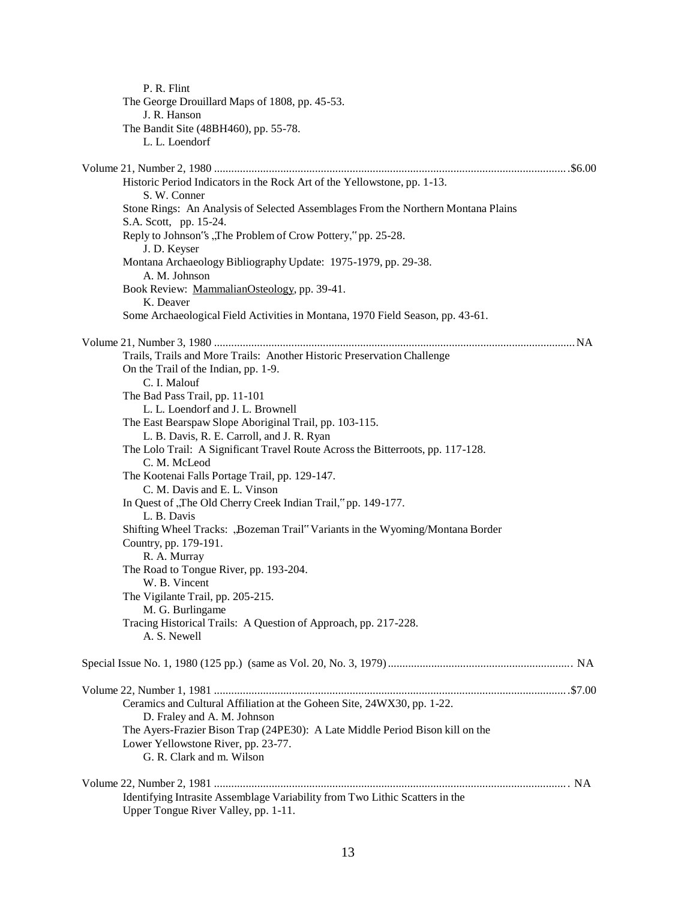P. R. Flint

The George Drouillard Maps of 1808, pp. 45-53.

J. R. Hanson

The Bandit Site (48BH460), pp. 55-78.

L. L. Loendorf

Volume 21, Number 2, 1980 ........................................................................................................ $6.00

Historic Period Indicators in the Rock Art of the Yellowstone, pp. 1-13.

S. W. Conner

Stone Rings: An Analysis of Selected Assemblages From the Northern Montana Plains

S.A. Scott, pp. 15-24.

Reply to Johnson"s „The Problem of Crow Pottery," pp. 25-28.

J. D. Keyser

Montana Archaeology Bibliography Update: 1975-1979, pp. 29-38.

A. M. Johnson

Book Review: MammalianOsteology, pp. 39-41.

K. Deaver

Some Archaeological Field Activities in Montana, 1970 Field Season, pp. 43-61.

Volume 21, Number 3, 1980 ........................................................................................................ NA

Trails, Trails and More Trails: Another Historic Preservation Challenge

On the Trail of the Indian, pp. 1-9.

C. I. Malouf

The Bad Pass Trail, pp. 11-101

L. L. Loendorf and J. L. Brownell

The East Bearspaw Slope Aboriginal Trail, pp. 103-115.

L. B. Davis, R. E. Carroll, and J. R. Ryan

The Lolo Trail: A Significant Travel Route Across the Bitterroots, pp. 117-128.

C. M. McLeod

The Kootenai Falls Portage Trail, pp. 129-147.

C. M. Davis and E. L. Vinson

In Quest of „The Old Cherry Creek Indian Trail," pp. 149-177.

L. B. Davis

Shifting Wheel Tracks: „Bozeman Trail" Variants in the Wyoming/Montana Border Country, pp. 179-191.

R. A. Murray

The Road to Tongue River, pp. 193-204.

W. B. Vincent

The Vigilante Trail, pp. 205-215.

M. G. Burlingame

Tracing Historical Trails: A Question of Approach, pp. 217-228.

A. S. Newell

Special Issue No. 1, 1980 (125 pp.) (same as Vol. 20, No. 3, 1979) ............................................................... NA

Volume 22, Number 1, 1981 ........................................................................................................ $7.00

Ceramics and Cultural Affiliation at the Goheen Site, 24WX30, pp. 1-22.

D. Fraley and A. M. Johnson

The Ayers-Frazier Bison Trap (24PE30): A Late Middle Period Bison kill on the Lower Yellowstone River, pp. 23-77.

G. R. Clark and m. Wilson

Volume 22, Number 2, 1981 ........................................................................................................ NA

Identifying Intrasite Assemblage Variability from Two Lithic Scatters in the Upper Tongue River Valley, pp. 1-11.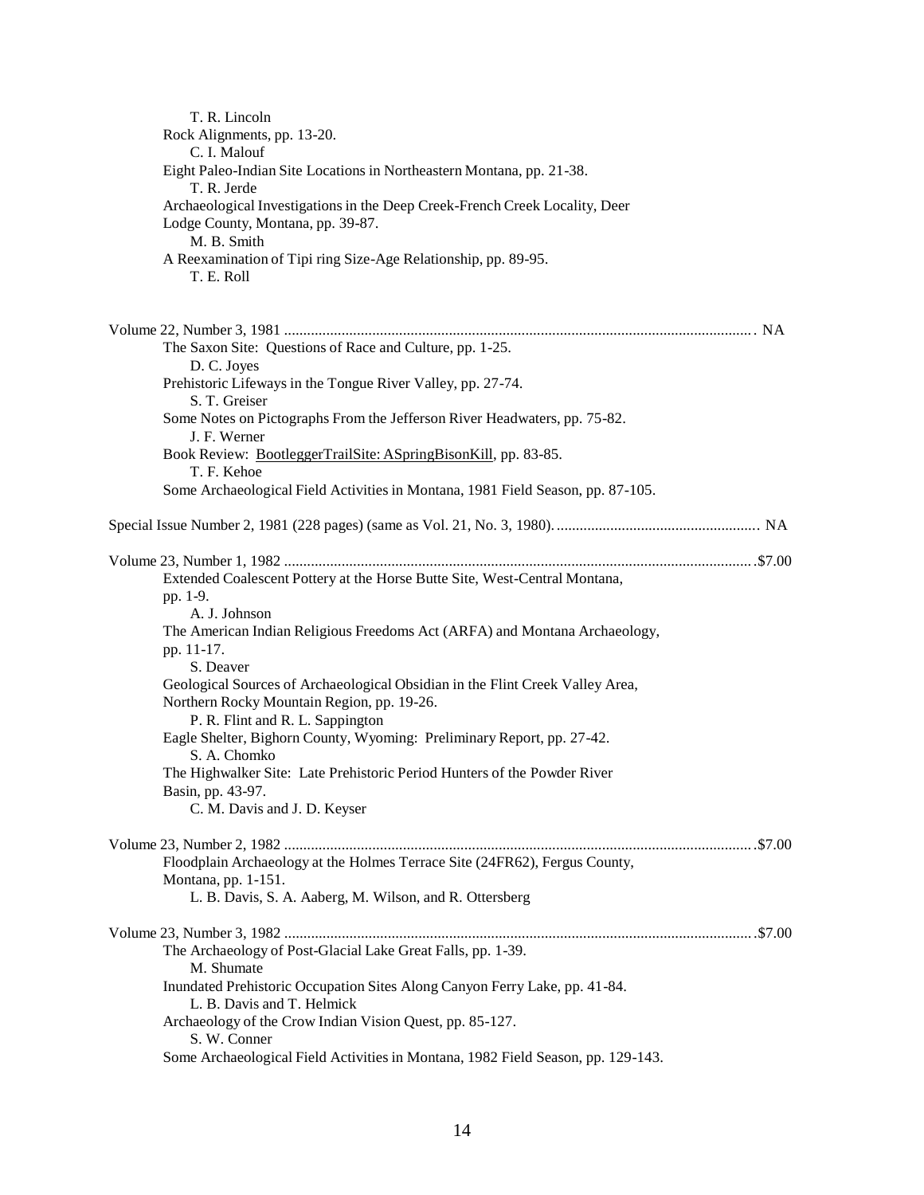T. R. Lincoln

Rock Alignments, pp. 13-20.

C. I. Malouf

Eight Paleo-Indian Site Locations in Northeastern Montana, pp. 21-38.

T. R. Jerde

Archaeological Investigations in the Deep Creek-French Creek Locality, Deer Lodge County, Montana, pp. 39-87.

M. B. Smith

A Reexamination of Tipi ring Size-Age Relationship, pp. 89-95.

T. E. Roll

Volume 22, Number 3, 1981 ........................................................................................................................ NA

The Saxon Site: Questions of Race and Culture, pp. 1-25.

D. C. Joyes

Prehistoric Lifeways in the Tongue River Valley, pp. 27-74.

S. T. Greiser

Some Notes on Pictographs From the Jefferson River Headwaters, pp. 75-82.

J. F. Werner

Book Review: BootleggerTrailSite: ASpringBisonKill, pp. 83-85.

T. F. Kehoe

Some Archaeological Field Activities in Montana, 1981 Field Season, pp. 87-105.

Special Issue Number 2, 1981 (228 pages) (same as Vol. 21, No. 3, 1980). ................................................... NA

Volume 23, Number 1, 1982 ........................................................................................................................ $7.00

Extended Coalescent Pottery at the Horse Butte Site, West-Central Montana, pp. 1-9.

A. J. Johnson

The American Indian Religious Freedoms Act (ARFA) and Montana Archaeology, pp. 11-17.

S. Deaver

Geological Sources of Archaeological Obsidian in the Flint Creek Valley Area, Northern Rocky Mountain Region, pp. 19-26.

P. R. Flint and R. L. Sappington

Eagle Shelter, Bighorn County, Wyoming: Preliminary Report, pp. 27-42.

S. A. Chomko

The Highwalker Site: Late Prehistoric Period Hunters of the Powder River Basin, pp. 43-97.

C. M. Davis and J. D. Keyser

Volume 23, Number 2, 1982 ........................................................................................................................ $7.00

Floodplain Archaeology at the Holmes Terrace Site (24FR62), Fergus County, Montana, pp. 1-151.

L. B. Davis, S. A. Aaberg, M. Wilson, and R. Ottersberg

Volume 23, Number 3, 1982 ........................................................................................................................ $7.00

The Archaeology of Post-Glacial Lake Great Falls, pp. 1-39.

M. Shumate

Inundated Prehistoric Occupation Sites Along Canyon Ferry Lake, pp. 41-84.

L. B. Davis and T. Helmick

Archaeology of the Crow Indian Vision Quest, pp. 85-127.

S. W. Conner

Some Archaeological Field Activities in Montana, 1982 Field Season, pp. 129-143.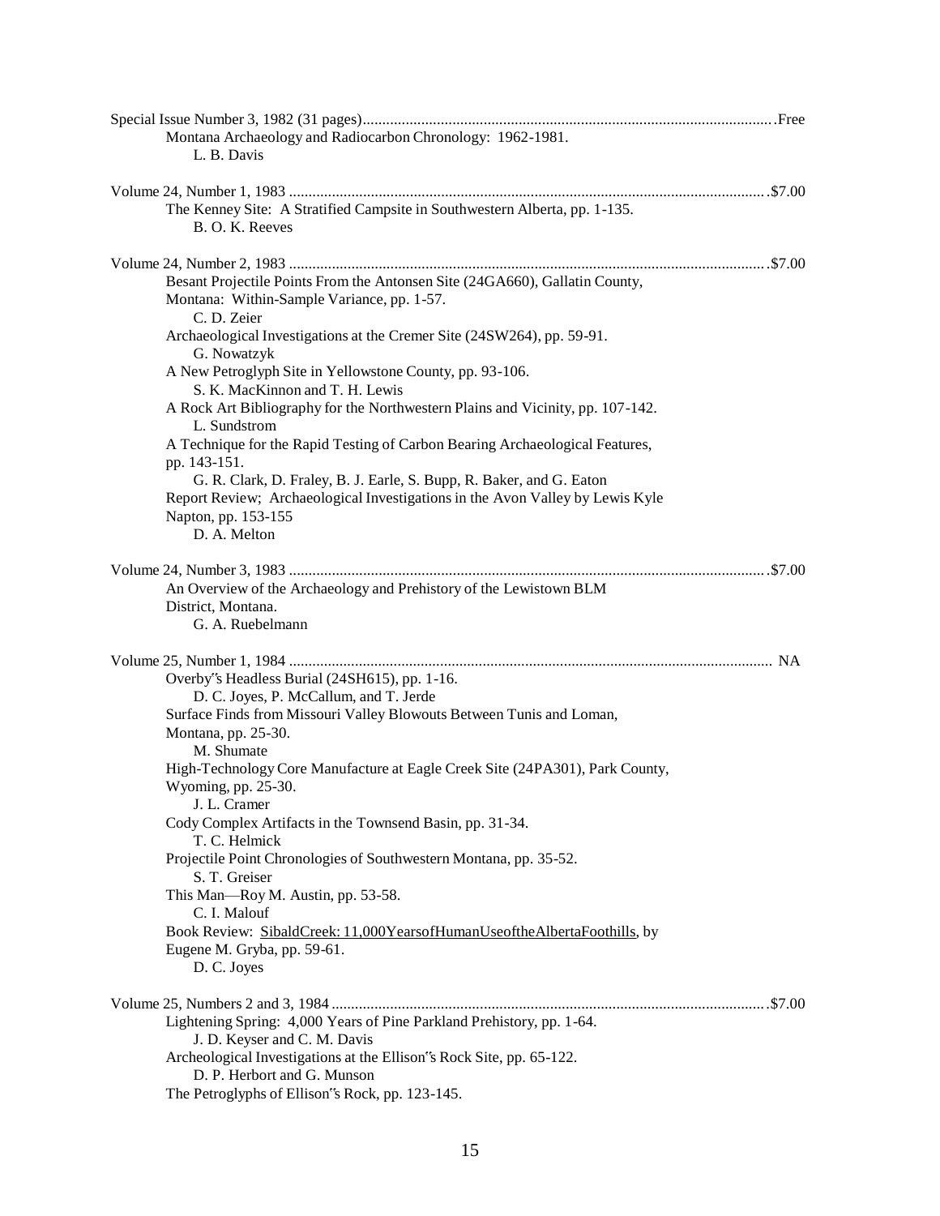Special Issue Number 3, 1982 (31 pages)......................................................................................................Free

Montana Archaeology and Radiocarbon Chronology: 1962-1981.
L. B. Davis

Volume 24, Number 1, 1983 .........................................................................................................................$7.00

The Kenney Site: A Stratified Campsite in Southwestern Alberta, pp. 1-135.
B. O. K. Reeves

Volume 24, Number 2, 1983 .........................................................................................................................$7.00

Besant Projectile Points From the Antonsen Site (24GA660), Gallatin County, Montana: Within-Sample Variance, pp. 1-57.
C. D. Zeier

Archaeological Investigations at the Cremer Site (24SW264), pp. 59-91.
G. Nowatzyk

A New Petroglyph Site in Yellowstone County, pp. 93-106.
S. K. MacKinnon and T. H. Lewis

A Rock Art Bibliography for the Northwestern Plains and Vicinity, pp. 107-142.
L. Sundstrom

A Technique for the Rapid Testing of Carbon Bearing Archaeological Features, pp. 143-151.
G. R. Clark, D. Fraley, B. J. Earle, S. Bupp, R. Baker, and G. Eaton

Report Review; Archaeological Investigations in the Avon Valley by Lewis Kyle Napton, pp. 153-155
D. A. Melton

Volume 24, Number 3, 1983 .........................................................................................................................$7.00

An Overview of the Archaeology and Prehistory of the Lewistown BLM District, Montana.
G. A. Ruebelmann

Volume 25, Number 1, 1984 ........................................................................................................................... NA

Overby"s Headless Burial (24SH615), pp. 1-16.
D. C. Joyes, P. McCallum, and T. Jerde

Surface Finds from Missouri Valley Blowouts Between Tunis and Loman, Montana, pp. 25-30.
M. Shumate

High-Technology Core Manufacture at Eagle Creek Site (24PA301), Park County, Wyoming, pp. 25-30.
J. L. Cramer

Cody Complex Artifacts in the Townsend Basin, pp. 31-34.
T. C. Helmick

Projectile Point Chronologies of Southwestern Montana, pp. 35-52.
S. T. Greiser

This Man—Roy M. Austin, pp. 53-58.
C. I. Malouf

Book Review: SibaldCreek: 11,000YearsofHumanUseoftheAlbertaFoothills, by Eugene M. Gryba, pp. 59-61.
D. C. Joyes

Volume 25, Numbers 2 and 3, 1984 ..............................................................................................................$7.00

Lightening Spring: 4,000 Years of Pine Parkland Prehistory, pp. 1-64.
J. D. Keyser and C. M. Davis

Archeological Investigations at the Ellison"s Rock Site, pp. 65-122.
D. P. Herbort and G. Munson

The Petroglyphs of Ellison"s Rock, pp. 123-145.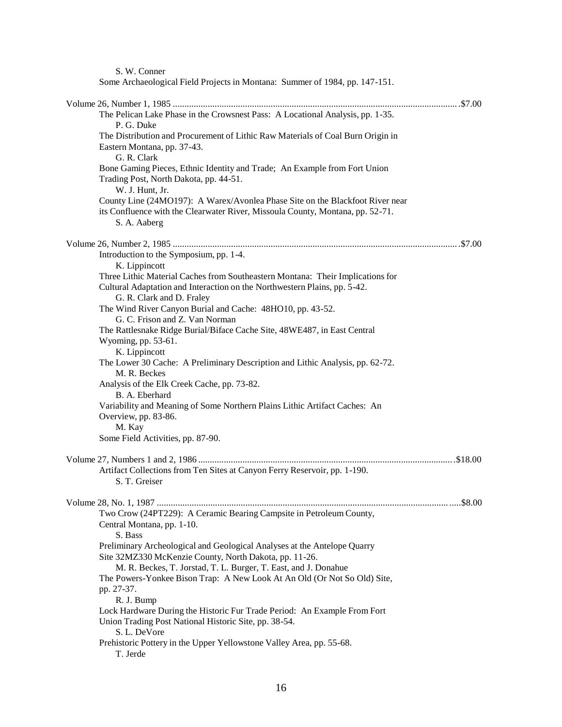S. W. Conner

Some Archaeological Field Projects in Montana: Summer of 1984, pp. 147-151.

Volume 26, Number 1, 1985 ........................................................................................................................ .$7.00

The Pelican Lake Phase in the Crowsnest Pass: A Locational Analysis, pp. 1-35.
P. G. Duke

The Distribution and Procurement of Lithic Raw Materials of Coal Burn Origin in Eastern Montana, pp. 37-43.
G. R. Clark

Bone Gaming Pieces, Ethnic Identity and Trade; An Example from Fort Union Trading Post, North Dakota, pp. 44-51.
W. J. Hunt, Jr.

County Line (24MO197): A Warex/Avonlea Phase Site on the Blackfoot River near its Confluence with the Clearwater River, Missoula County, Montana, pp. 52-71.
S. A. Aaberg

Volume 26, Number 2, 1985 ........................................................................................................................ .$7.00

Introduction to the Symposium, pp. 1-4.
K. Lippincott

Three Lithic Material Caches from Southeastern Montana: Their Implications for Cultural Adaptation and Interaction on the Northwestern Plains, pp. 5-42.
G. R. Clark and D. Fraley

The Wind River Canyon Burial and Cache: 48HO10, pp. 43-52.
G. C. Frison and Z. Van Norman

The Rattlesnake Ridge Burial/Biface Cache Site, 48WE487, in East Central Wyoming, pp. 53-61.
K. Lippincott

The Lower 30 Cache: A Preliminary Description and Lithic Analysis, pp. 62-72.
M. R. Beckes

Analysis of the Elk Creek Cache, pp. 73-82.
B. A. Eberhard

Variability and Meaning of Some Northern Plains Lithic Artifact Caches: An Overview, pp. 83-86.
M. Kay

Some Field Activities, pp. 87-90.

Volume 27, Numbers 1 and 2, 1986 ............................................................................................................ .$18.00

Artifact Collections from Ten Sites at Canyon Ferry Reservoir, pp. 1-190.
S. T. Greiser

Volume 28, No. 1, 1987 ............................................................................................................................. .....$8.00

Two Crow (24PT229): A Ceramic Bearing Campsite in Petroleum County, Central Montana, pp. 1-10.
S. Bass

Preliminary Archeological and Geological Analyses at the Antelope Quarry Site 32MZ330 McKenzie County, North Dakota, pp. 11-26.
M. R. Beckes, T. Jorstad, T. L. Burger, T. East, and J. Donahue

The Powers-Yonkee Bison Trap: A New Look At An Old (Or Not So Old) Site, pp. 27-37.
R. J. Bump

Lock Hardware During the Historic Fur Trade Period: An Example From Fort Union Trading Post National Historic Site, pp. 38-54.
S. L. DeVore

Prehistoric Pottery in the Upper Yellowstone Valley Area, pp. 55-68.
T. Jerde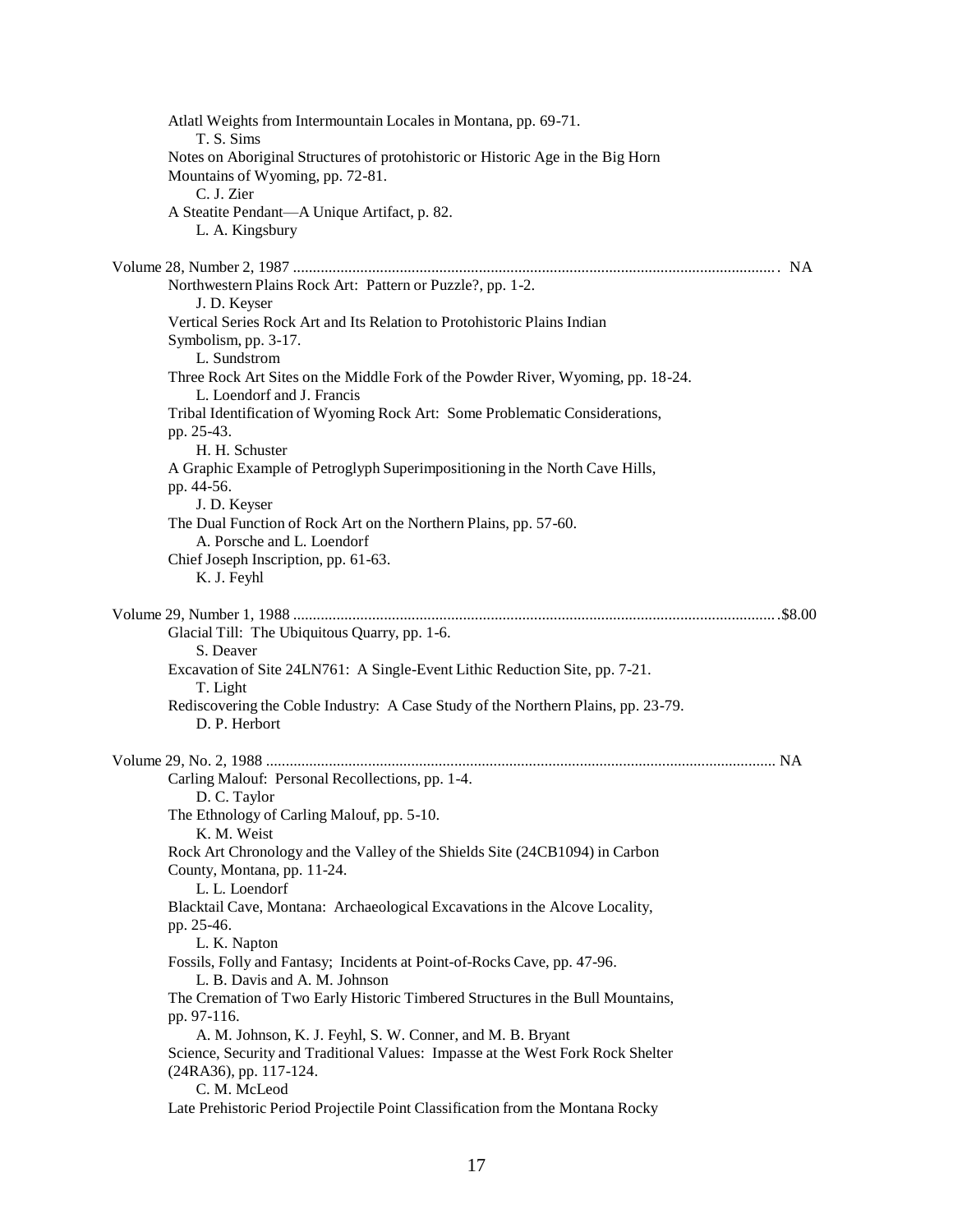Atlatl Weights from Intermountain Locales in Montana, pp. 69-71.
T. S. Sims

Notes on Aboriginal Structures of protohistoric or Historic Age in the Big Horn Mountains of Wyoming, pp. 72-81.
C. J. Zier

A Steatite Pendant—A Unique Artifact, p. 82.
L. A. Kingsbury

Volume 28, Number 2, 1987 .......... NA

Northwestern Plains Rock Art: Pattern or Puzzle?, pp. 1-2.
J. D. Keyser

Vertical Series Rock Art and Its Relation to Protohistoric Plains Indian Symbolism, pp. 3-17.
L. Sundstrom

Three Rock Art Sites on the Middle Fork of the Powder River, Wyoming, pp. 18-24.
L. Loendorf and J. Francis

Tribal Identification of Wyoming Rock Art: Some Problematic Considerations, pp. 25-43.
H. H. Schuster

A Graphic Example of Petroglyph Superimpositioning in the North Cave Hills, pp. 44-56.
J. D. Keyser

The Dual Function of Rock Art on the Northern Plains, pp. 57-60.
A. Porsche and L. Loendorf

Chief Joseph Inscription, pp. 61-63.
K. J. Feyhl

Volume 29, Number 1, 1988 .......... $8.00

Glacial Till: The Ubiquitous Quarry, pp. 1-6.
S. Deaver

Excavation of Site 24LN761: A Single-Event Lithic Reduction Site, pp. 7-21.
T. Light

Rediscovering the Coble Industry: A Case Study of the Northern Plains, pp. 23-79.
D. P. Herbort

Volume 29, No. 2, 1988 .......... NA

Carling Malouf: Personal Recollections, pp. 1-4.
D. C. Taylor

The Ethnology of Carling Malouf, pp. 5-10.
K. M. Weist

Rock Art Chronology and the Valley of the Shields Site (24CB1094) in Carbon County, Montana, pp. 11-24.
L. L. Loendorf

Blacktail Cave, Montana: Archaeological Excavations in the Alcove Locality, pp. 25-46.
L. K. Napton

Fossils, Folly and Fantasy; Incidents at Point-of-Rocks Cave, pp. 47-96.
L. B. Davis and A. M. Johnson

The Cremation of Two Early Historic Timbered Structures in the Bull Mountains, pp. 97-116.
A. M. Johnson, K. J. Feyhl, S. W. Conner, and M. B. Bryant

Science, Security and Traditional Values: Impasse at the West Fork Rock Shelter (24RA36), pp. 117-124.
C. M. McLeod

Late Prehistoric Period Projectile Point Classification from the Montana Rocky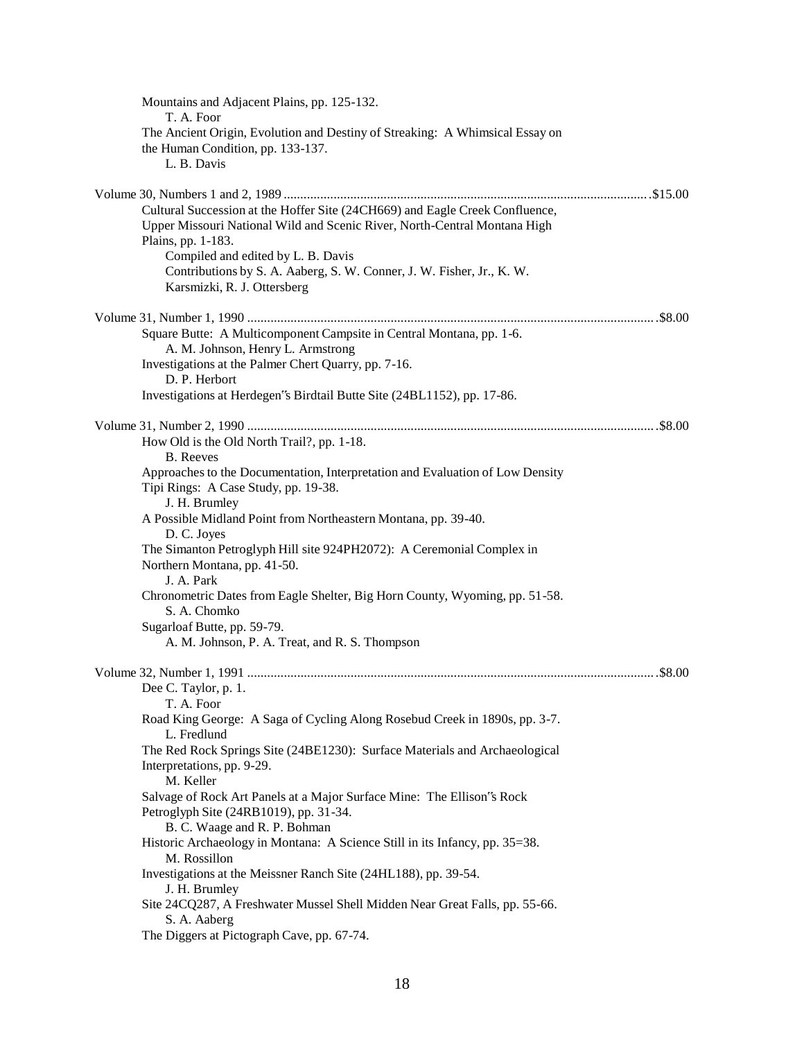Mountains and Adjacent Plains, pp. 125-132.
T. A. Foor
The Ancient Origin, Evolution and Destiny of Streaking: A Whimsical Essay on the Human Condition, pp. 133-137.
L. B. Davis

Volume 30, Numbers 1 and 2, 1989 ............................................................................................................ .$15.00
Cultural Succession at the Hoffer Site (24CH669) and Eagle Creek Confluence, Upper Missouri National Wild and Scenic River, North-Central Montana High Plains, pp. 1-183.
Compiled and edited by L. B. Davis
Contributions by S. A. Aaberg, S. W. Conner, J. W. Fisher, Jr., K. W. Karsmizki, R. J. Ottersberg

Volume 31, Number 1, 1990 ......................................................................................................................... .$8.00
Square Butte: A Multicomponent Campsite in Central Montana, pp. 1-6.
A. M. Johnson, Henry L. Armstrong
Investigations at the Palmer Chert Quarry, pp. 7-16.
D. P. Herbort
Investigations at Herdegen"s Birdtail Butte Site (24BL1152), pp. 17-86.

Volume 31, Number 2, 1990 ......................................................................................................................... .$8.00
How Old is the Old North Trail?, pp. 1-18.
B. Reeves
Approaches to the Documentation, Interpretation and Evaluation of Low Density Tipi Rings: A Case Study, pp. 19-38.
J. H. Brumley
A Possible Midland Point from Northeastern Montana, pp. 39-40.
D. C. Joyes
The Simanton Petroglyph Hill site 924PH2072): A Ceremonial Complex in Northern Montana, pp. 41-50.
J. A. Park
Chronometric Dates from Eagle Shelter, Big Horn County, Wyoming, pp. 51-58.
S. A. Chomko
Sugarloaf Butte, pp. 59-79.
A. M. Johnson, P. A. Treat, and R. S. Thompson

Volume 32, Number 1, 1991 ......................................................................................................................... .$8.00
Dee C. Taylor, p. 1.
T. A. Foor
Road King George: A Saga of Cycling Along Rosebud Creek in 1890s, pp. 3-7.
L. Fredlund
The Red Rock Springs Site (24BE1230): Surface Materials and Archaeological Interpretations, pp. 9-29.
M. Keller
Salvage of Rock Art Panels at a Major Surface Mine: The Ellison"s Rock Petroglyph Site (24RB1019), pp. 31-34.
B. C. Waage and R. P. Bohman
Historic Archaeology in Montana: A Science Still in its Infancy, pp. 35=38.
M. Rossillon
Investigations at the Meissner Ranch Site (24HL188), pp. 39-54.
J. H. Brumley
Site 24CQ287, A Freshwater Mussel Shell Midden Near Great Falls, pp. 55-66.
S. A. Aaberg
The Diggers at Pictograph Cave, pp. 67-74.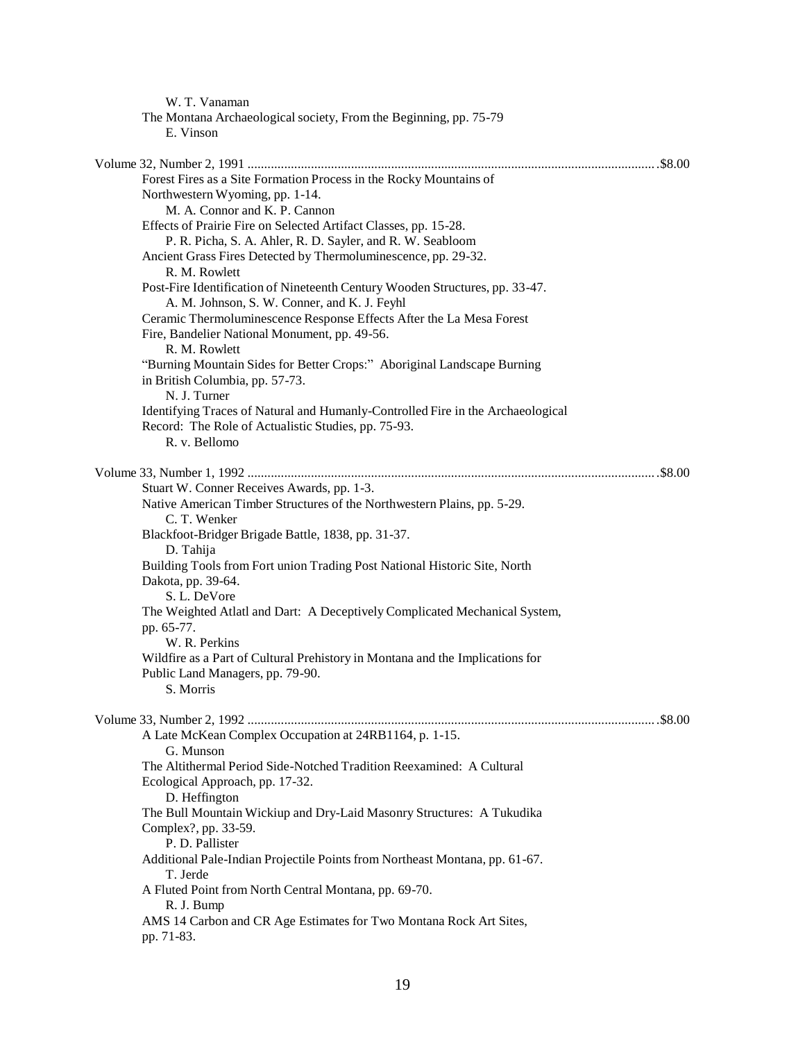W. T. Vanaman
The Montana Archaeological society, From the Beginning, pp. 75-79
E. Vinson

Volume 32, Number 2, 1991 ........................................................................................................................ .$8.00

Forest Fires as a Site Formation Process in the Rocky Mountains of Northwestern Wyoming, pp. 1-14.
M. A. Connor and K. P. Cannon

Effects of Prairie Fire on Selected Artifact Classes, pp. 15-28.
P. R. Picha, S. A. Ahler, R. D. Sayler, and R. W. Seabloom

Ancient Grass Fires Detected by Thermoluminescence, pp. 29-32.
R. M. Rowlett

Post-Fire Identification of Nineteenth Century Wooden Structures, pp. 33-47.
A. M. Johnson, S. W. Conner, and K. J. Feyhl

Ceramic Thermoluminescence Response Effects After the La Mesa Forest Fire, Bandelier National Monument, pp. 49-56.
R. M. Rowlett

"Burning Mountain Sides for Better Crops:" Aboriginal Landscape Burning in British Columbia, pp. 57-73.
N. J. Turner

Identifying Traces of Natural and Humanly-Controlled Fire in the Archaeological Record: The Role of Actualistic Studies, pp. 75-93.
R. v. Bellomo

Volume 33, Number 1, 1992 ........................................................................................................................ .$8.00

Stuart W. Conner Receives Awards, pp. 1-3.

Native American Timber Structures of the Northwestern Plains, pp. 5-29.
C. T. Wenker

Blackfoot-Bridger Brigade Battle, 1838, pp. 31-37.
D. Tahija

Building Tools from Fort union Trading Post National Historic Site, North Dakota, pp. 39-64.
S. L. DeVore

The Weighted Atlatl and Dart: A Deceptively Complicated Mechanical System, pp. 65-77.
W. R. Perkins

Wildfire as a Part of Cultural Prehistory in Montana and the Implications for Public Land Managers, pp. 79-90.
S. Morris

Volume 33, Number 2, 1992 ........................................................................................................................ .$8.00

A Late McKean Complex Occupation at 24RB1164, p. 1-15.
G. Munson

The Altithermal Period Side-Notched Tradition Reexamined: A Cultural Ecological Approach, pp. 17-32.
D. Heffington

The Bull Mountain Wickiup and Dry-Laid Masonry Structures: A Tukudika Complex?, pp. 33-59.
P. D. Pallister

Additional Pale-Indian Projectile Points from Northeast Montana, pp. 61-67.
T. Jerde

A Fluted Point from North Central Montana, pp. 69-70.
R. J. Bump

AMS 14 Carbon and CR Age Estimates for Two Montana Rock Art Sites, pp. 71-83.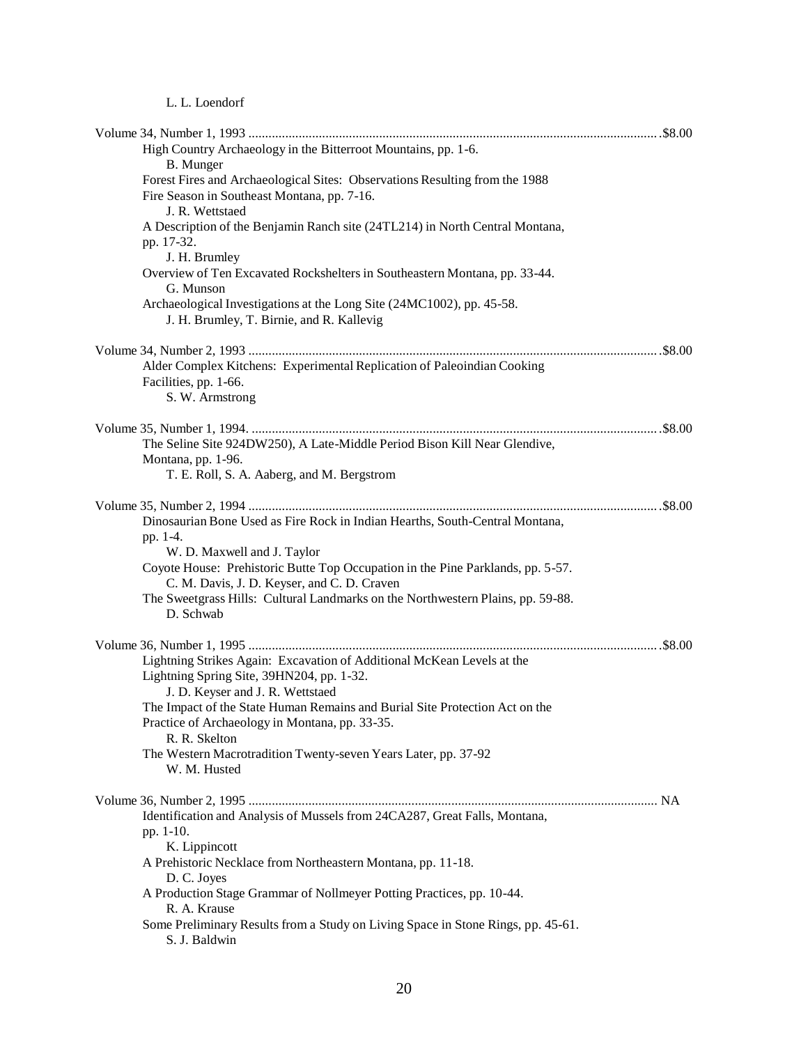L. L. Loendorf

Volume 34, Number 1, 1993 .......................................................................................................................$8.00

High Country Archaeology in the Bitterroot Mountains, pp. 1-6.
B. Munger

Forest Fires and Archaeological Sites: Observations Resulting from the 1988 Fire Season in Southeast Montana, pp. 7-16.
J. R. Wettstaed

A Description of the Benjamin Ranch site (24TL214) in North Central Montana, pp. 17-32.
J. H. Brumley

Overview of Ten Excavated Rockshelters in Southeastern Montana, pp. 33-44.
G. Munson

Archaeological Investigations at the Long Site (24MC1002), pp. 45-58.
J. H. Brumley, T. Birnie, and R. Kallevig

Volume 34, Number 2, 1993 .......................................................................................................................$8.00

Alder Complex Kitchens: Experimental Replication of Paleoindian Cooking Facilities, pp. 1-66.
S. W. Armstrong

Volume 35, Number 1, 1994. ......................................................................................................................$8.00

The Seline Site 924DW250), A Late-Middle Period Bison Kill Near Glendive, Montana, pp. 1-96.
T. E. Roll, S. A. Aaberg, and M. Bergstrom

Volume 35, Number 2, 1994 .......................................................................................................................$8.00

Dinosaurian Bone Used as Fire Rock in Indian Hearths, South-Central Montana, pp. 1-4.
W. D. Maxwell and J. Taylor

Coyote House: Prehistoric Butte Top Occupation in the Pine Parklands, pp. 5-57.
C. M. Davis, J. D. Keyser, and C. D. Craven

The Sweetgrass Hills: Cultural Landmarks on the Northwestern Plains, pp. 59-88.
D. Schwab

Volume 36, Number 1, 1995 .......................................................................................................................$8.00

Lightning Strikes Again: Excavation of Additional McKean Levels at the Lightning Spring Site, 39HN204, pp. 1-32.
J. D. Keyser and J. R. Wettstaed

The Impact of the State Human Remains and Burial Site Protection Act on the Practice of Archaeology in Montana, pp. 33-35.
R. R. Skelton

The Western Macrotradition Twenty-seven Years Later, pp. 37-92
W. M. Husted

Volume 36, Number 2, 1995 ....................................................................................................................... NA

Identification and Analysis of Mussels from 24CA287, Great Falls, Montana, pp. 1-10.
K. Lippincott

A Prehistoric Necklace from Northeastern Montana, pp. 11-18.
D. C. Joyes

A Production Stage Grammar of Nollmeyer Potting Practices, pp. 10-44.
R. A. Krause

Some Preliminary Results from a Study on Living Space in Stone Rings, pp. 45-61.
S. J. Baldwin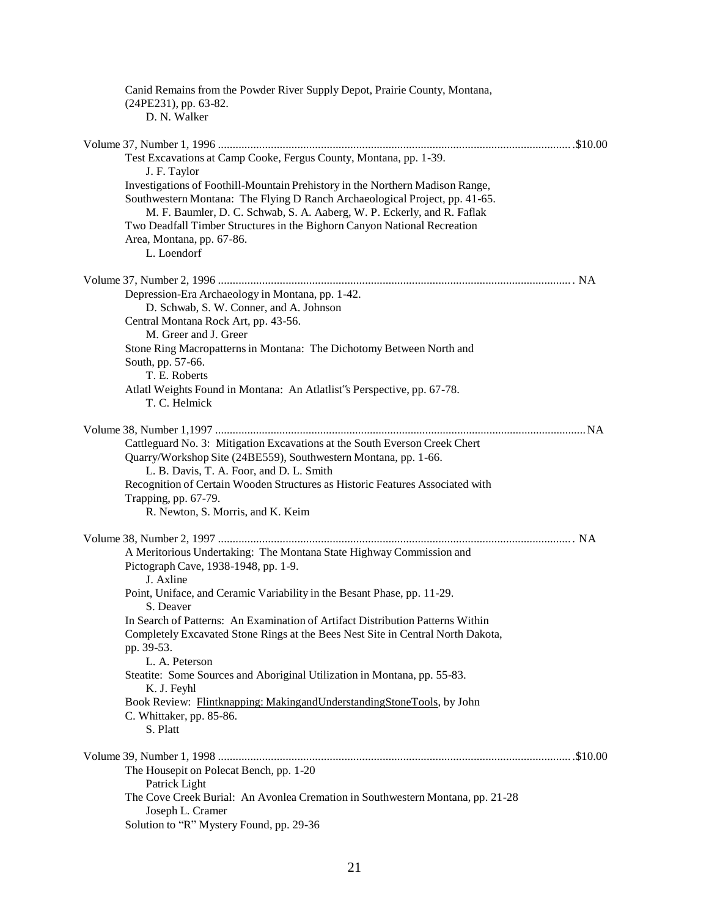Canid Remains from the Powder River Supply Depot, Prairie County, Montana, (24PE231), pp. 63-82.
D. N. Walker

Volume 37, Number 1, 1996 .......... $10.00

Test Excavations at Camp Cooke, Fergus County, Montana, pp. 1-39.
J. F. Taylor

Investigations of Foothill-Mountain Prehistory in the Northern Madison Range, Southwestern Montana: The Flying D Ranch Archaeological Project, pp. 41-65.
M. F. Baumler, D. C. Schwab, S. A. Aaberg, W. P. Eckerly, and R. Faflak

Two Deadfall Timber Structures in the Bighorn Canyon National Recreation Area, Montana, pp. 67-86.
L. Loendorf

Volume 37, Number 2, 1996 .......... NA

Depression-Era Archaeology in Montana, pp. 1-42.
D. Schwab, S. W. Conner, and A. Johnson

Central Montana Rock Art, pp. 43-56.
M. Greer and J. Greer

Stone Ring Macropatterns in Montana: The Dichotomy Between North and South, pp. 57-66.
T. E. Roberts

Atlatl Weights Found in Montana: An Atlatlist‟s Perspective, pp. 67-78.
T. C. Helmick

Volume 38, Number 1,1997 .......... NA

Cattleguard No. 3: Mitigation Excavations at the South Everson Creek Chert Quarry/Workshop Site (24BE559), Southwestern Montana, pp. 1-66.
L. B. Davis, T. A. Foor, and D. L. Smith

Recognition of Certain Wooden Structures as Historic Features Associated with Trapping, pp. 67-79.
R. Newton, S. Morris, and K. Keim

Volume 38, Number 2, 1997 .......... NA

A Meritorious Undertaking: The Montana State Highway Commission and Pictograph Cave, 1938-1948, pp. 1-9.
J. Axline

Point, Uniface, and Ceramic Variability in the Besant Phase, pp. 11-29.
S. Deaver

In Search of Patterns: An Examination of Artifact Distribution Patterns Within Completely Excavated Stone Rings at the Bees Nest Site in Central North Dakota, pp. 39-53.
L. A. Peterson

Steatite: Some Sources and Aboriginal Utilization in Montana, pp. 55-83.
K. J. Feyhl

Book Review: Flintknapping: MakingandUnderstandingStoneTools, by John C. Whittaker, pp. 85-86.
S. Platt

Volume 39, Number 1, 1998 .......... $10.00

The Housepit on Polecat Bench, pp. 1-20
Patrick Light

The Cove Creek Burial: An Avonlea Cremation in Southwestern Montana, pp. 21-28
Joseph L. Cramer

Solution to "R" Mystery Found, pp. 29-36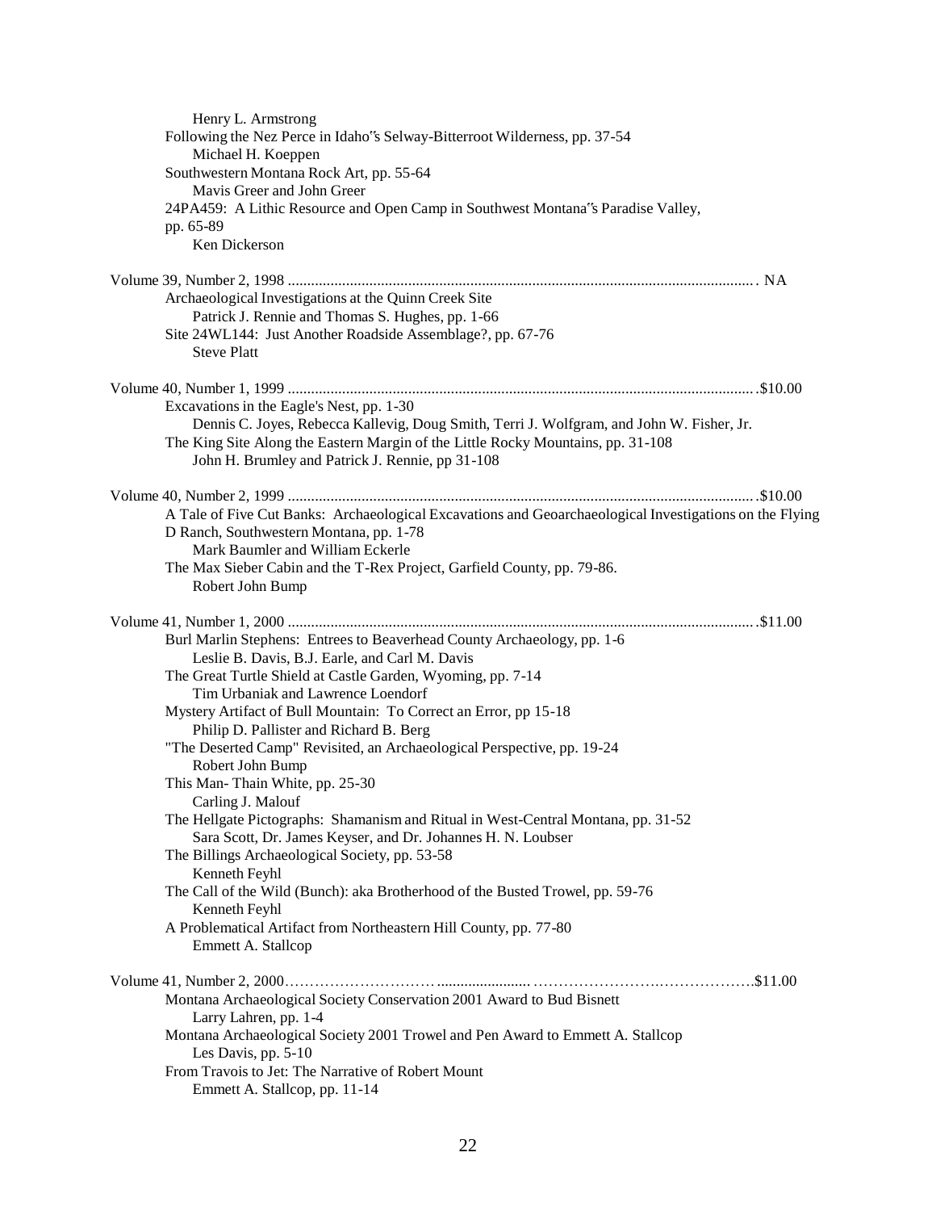Henry L. Armstrong

Following the Nez Perce in Idaho"s Selway-Bitterroot Wilderness, pp. 37-54

Michael H. Koeppen

Southwestern Montana Rock Art, pp. 55-64

Mavis Greer and John Greer

24PA459: A Lithic Resource and Open Camp in Southwest Montana"s Paradise Valley, pp. 65-89

Ken Dickerson

Volume 39, Number 2, 1998 ........................................................................................................................ NA

Archaeological Investigations at the Quinn Creek Site

Patrick J. Rennie and Thomas S. Hughes, pp. 1-66

Site 24WL144: Just Another Roadside Assemblage?, pp. 67-76

Steve Platt

Volume 40, Number 1, 1999 ........................................................................................................................ $10.00

Excavations in the Eagle's Nest, pp. 1-30

Dennis C. Joyes, Rebecca Kallevig, Doug Smith, Terri J. Wolfgram, and John W. Fisher, Jr.

The King Site Along the Eastern Margin of the Little Rocky Mountains, pp. 31-108

John H. Brumley and Patrick J. Rennie, pp 31-108

Volume 40, Number 2, 1999 ........................................................................................................................ $10.00

A Tale of Five Cut Banks: Archaeological Excavations and Geoarchaeological Investigations on the Flying D Ranch, Southwestern Montana, pp. 1-78

Mark Baumler and William Eckerle

The Max Sieber Cabin and the T-Rex Project, Garfield County, pp. 79-86.

Robert John Bump

Volume 41, Number 1, 2000 ........................................................................................................................ $11.00

Burl Marlin Stephens: Entrees to Beaverhead County Archaeology, pp. 1-6

Leslie B. Davis, B.J. Earle, and Carl M. Davis

The Great Turtle Shield at Castle Garden, Wyoming, pp. 7-14

Tim Urbaniak and Lawrence Loendorf

Mystery Artifact of Bull Mountain: To Correct an Error, pp 15-18

Philip D. Pallister and Richard B. Berg

"The Deserted Camp" Revisited, an Archaeological Perspective, pp. 19-24

Robert John Bump

This Man- Thain White, pp. 25-30

Carling J. Malouf

The Hellgate Pictographs: Shamanism and Ritual in West-Central Montana, pp. 31-52

Sara Scott, Dr. James Keyser, and Dr. Johannes H. N. Loubser

The Billings Archaeological Society, pp. 53-58

Kenneth Feyhl

The Call of the Wild (Bunch): aka Brotherhood of the Busted Trowel, pp. 59-76

Kenneth Feyhl

A Problematical Artifact from Northeastern Hill County, pp. 77-80

Emmett A. Stallcop

Volume 41, Number 2, 2000……………………….......................………………………..………………..$11.00

Montana Archaeological Society Conservation 2001 Award to Bud Bisnett

Larry Lahren, pp. 1-4

Montana Archaeological Society 2001 Trowel and Pen Award to Emmett A. Stallcop

Les Davis, pp. 5-10

From Travois to Jet: The Narrative of Robert Mount

Emmett A. Stallcop, pp. 11-14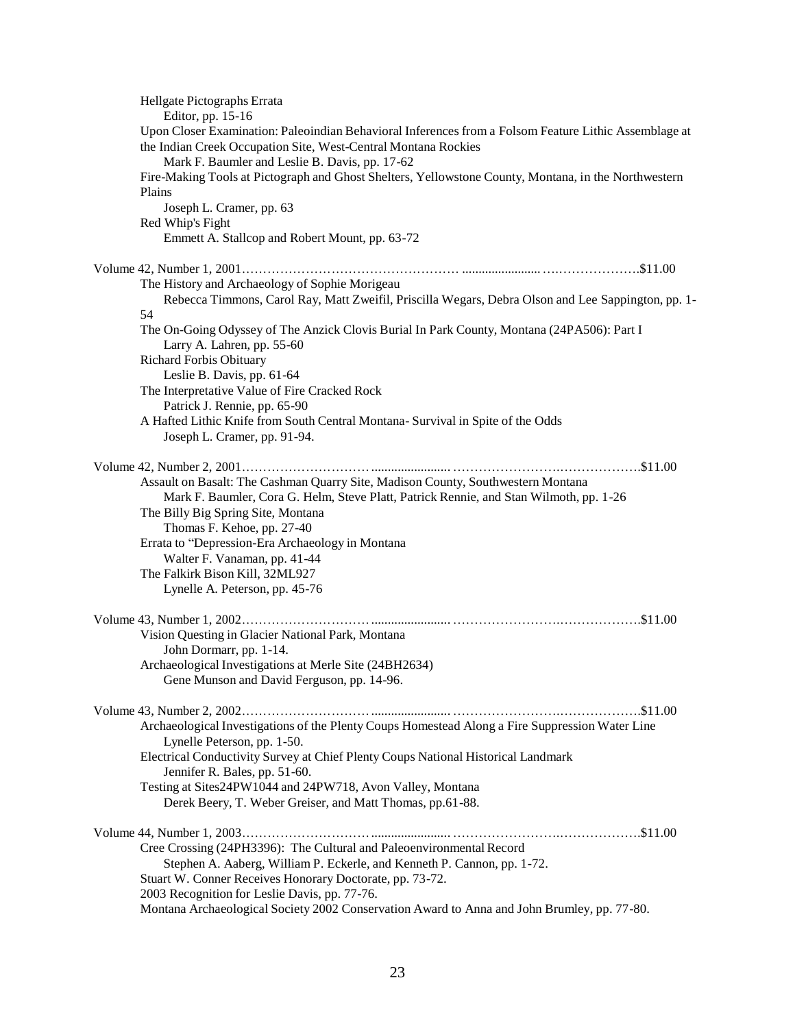Hellgate Pictographs Errata
    Editor, pp. 15-16
Upon Closer Examination: Paleoindian Behavioral Inferences from a Folsom Feature Lithic Assemblage at the Indian Creek Occupation Site, West-Central Montana Rockies
    Mark F. Baumler and Leslie B. Davis, pp. 17-62
Fire-Making Tools at Pictograph and Ghost Shelters, Yellowstone County, Montana, in the Northwestern Plains
    Joseph L. Cramer, pp. 63
Red Whip's Fight
    Emmett A. Stallcop and Robert Mount, pp. 63-72

Volume 42, Number 1, 2001…………………………………………… ........................ ….……………….$11.00
The History and Archaeology of Sophie Morigeau
    Rebecca Timmons, Carol Ray, Matt Zweifil, Priscilla Wegars, Debra Olson and Lee Sappington, pp. 1-54
The On-Going Odyssey of The Anzick Clovis Burial In Park County, Montana (24PA506): Part I
    Larry A. Lahren, pp. 55-60
Richard Forbis Obituary
    Leslie B. Davis, pp. 61-64
The Interpretative Value of Fire Cracked Rock
    Patrick J. Rennie, pp. 65-90
A Hafted Lithic Knife from South Central Montana- Survival in Spite of the Odds
    Joseph L. Cramer, pp. 91-94.

Volume 42, Number 2, 2001………………………… ........................ ………………….……………….$11.00
Assault on Basalt: The Cashman Quarry Site, Madison County, Southwestern Montana
    Mark F. Baumler, Cora G. Helm, Steve Platt, Patrick Rennie, and Stan Wilmoth, pp. 1-26
The Billy Big Spring Site, Montana
    Thomas F. Kehoe, pp. 27-40
Errata to "Depression-Era Archaeology in Montana
    Walter F. Vanaman, pp. 41-44
The Falkirk Bison Kill, 32ML927
    Lynelle A. Peterson, pp. 45-76

Volume 43, Number 1, 2002………………………… ........................ ………………….……………….$11.00
Vision Questing in Glacier National Park, Montana
    John Dormarr, pp. 1-14.
Archaeological Investigations at Merle Site (24BH2634)
    Gene Munson and David Ferguson, pp. 14-96.

Volume 43, Number 2, 2002………………………… ........................ ………………….……………….$11.00
Archaeological Investigations of the Plenty Coups Homestead Along a Fire Suppression Water Line
    Lynelle Peterson, pp. 1-50.
Electrical Conductivity Survey at Chief Plenty Coups National Historical Landmark
    Jennifer R. Bales, pp. 51-60.
Testing at Sites24PW1044 and 24PW718, Avon Valley, Montana
    Derek Beery, T. Weber Greiser, and Matt Thomas, pp.61-88.

Volume 44, Number 1, 2003………………………… ........................ ………………….……………….$11.00
Cree Crossing (24PH3396): The Cultural and Paleoenvironmental Record
    Stephen A. Aaberg, William P. Eckerle, and Kenneth P. Cannon, pp. 1-72.
Stuart W. Conner Receives Honorary Doctorate, pp. 73-72.
2003 Recognition for Leslie Davis, pp. 77-76.
Montana Archaeological Society 2002 Conservation Award to Anna and John Brumley, pp. 77-80.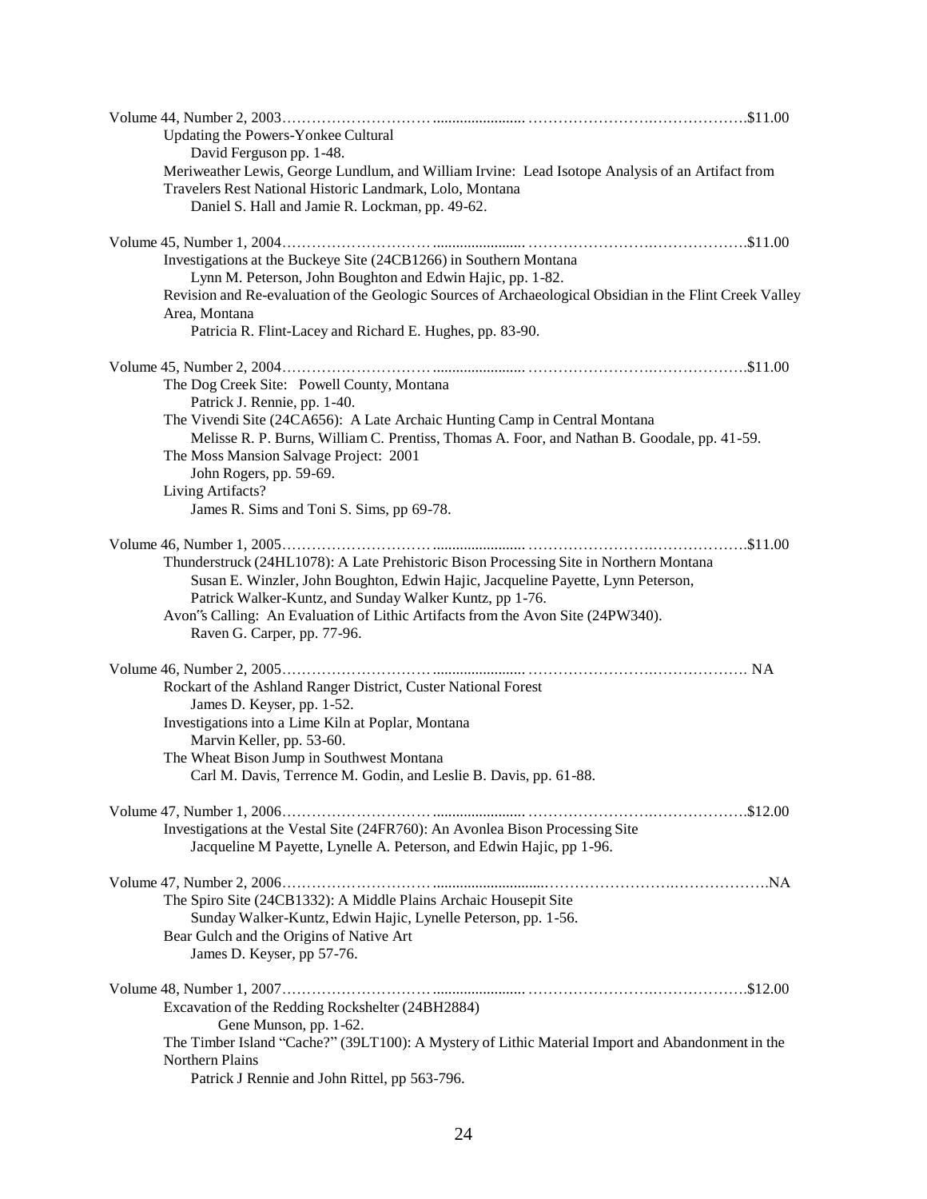Volume 44, Number 2, 2003……………………… ...................... …………………….……………….$11.00

Updating the Powers-Yonkee Cultural
    David Ferguson pp. 1-48.

Meriweather Lewis, George Lundlum, and William Irvine: Lead Isotope Analysis of an Artifact from Travelers Rest National Historic Landmark, Lolo, Montana
    Daniel S. Hall and Jamie R. Lockman, pp. 49-62.

Volume 45, Number 1, 2004……………………… ...................... …………………….……………….$11.00

Investigations at the Buckeye Site (24CB1266) in Southern Montana
    Lynn M. Peterson, John Boughton and Edwin Hajic, pp. 1-82.

Revision and Re-evaluation of the Geologic Sources of Archaeological Obsidian in the Flint Creek Valley Area, Montana
    Patricia R. Flint-Lacey and Richard E. Hughes, pp. 83-90.

Volume 45, Number 2, 2004……………………… ...................... …………………….……………….$11.00

The Dog Creek Site: Powell County, Montana
    Patrick J. Rennie, pp. 1-40.

The Vivendi Site (24CA656): A Late Archaic Hunting Camp in Central Montana
    Melisse R. P. Burns, William C. Prentiss, Thomas A. Foor, and Nathan B. Goodale, pp. 41-59.

The Moss Mansion Salvage Project: 2001
    John Rogers, pp. 59-69.

Living Artifacts?
    James R. Sims and Toni S. Sims, pp 69-78.

Volume 46, Number 1, 2005……………………… ...................... …………………….……………….$11.00

Thunderstruck (24HL1078): A Late Prehistoric Bison Processing Site in Northern Montana
    Susan E. Winzler, John Boughton, Edwin Hajic, Jacqueline Payette, Lynn Peterson, Patrick Walker-Kuntz, and Sunday Walker Kuntz, pp 1-76.

Avon"s Calling: An Evaluation of Lithic Artifacts from the Avon Site (24PW340).
    Raven G. Carper, pp. 77-96.

Volume 46, Number 2, 2005……………………… ...................... …………………….………………. NA

Rockart of the Ashland Ranger District, Custer National Forest
    James D. Keyser, pp. 1-52.

Investigations into a Lime Kiln at Poplar, Montana
    Marvin Keller, pp. 53-60.

The Wheat Bison Jump in Southwest Montana
    Carl M. Davis, Terrence M. Godin, and Leslie B. Davis, pp. 61-88.

Volume 47, Number 1, 2006……………………… ...................... …………………….……………….$12.00

Investigations at the Vestal Site (24FR760): An Avonlea Bison Processing Site
    Jacqueline M Payette, Lynelle A. Peterson, and Edwin Hajic, pp 1-96.

Volume 47, Number 2, 2006……………………… ...........................…………………….……………….NA

The Spiro Site (24CB1332): A Middle Plains Archaic Housepit Site
    Sunday Walker-Kuntz, Edwin Hajic, Lynelle Peterson, pp. 1-56.

Bear Gulch and the Origins of Native Art
    James D. Keyser, pp 57-76.

Volume 48, Number 1, 2007……………………… ...................... …………………….……………….$12.00

Excavation of the Redding Rockshelter (24BH2884)
    Gene Munson, pp. 1-62.

The Timber Island "Cache?" (39LT100): A Mystery of Lithic Material Import and Abandonment in the Northern Plains
    Patrick J Rennie and John Rittel, pp 563-796.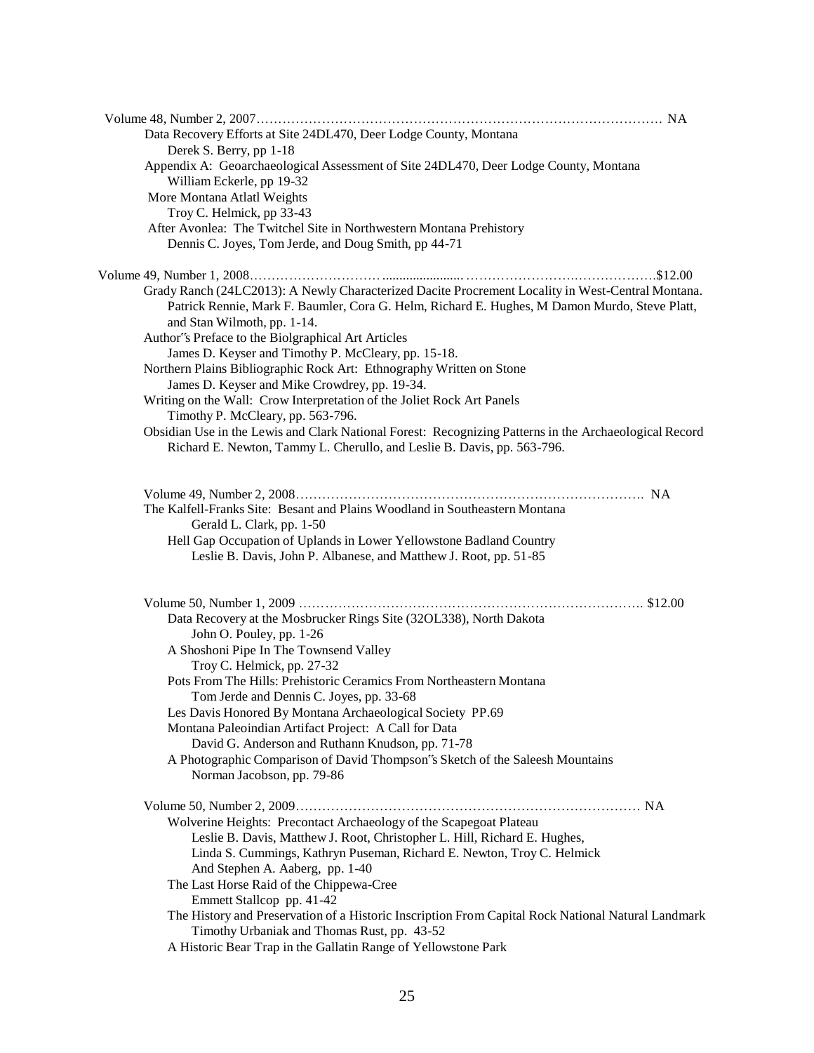Volume 48, Number 2, 2007………………………………………………………………………………… NA

Data Recovery Efforts at Site 24DL470, Deer Lodge County, Montana
Derek S. Berry, pp 1-18

Appendix A: Geoarchaeological Assessment of Site 24DL470, Deer Lodge County, Montana
William Eckerle, pp 19-32

More Montana Atlatl Weights
Troy C. Helmick, pp 33-43

After Avonlea: The Twitchel Site in Northwestern Montana Prehistory
Dennis C. Joyes, Tom Jerde, and Doug Smith, pp 44-71

Volume 49, Number 1, 2008………………………… ....................... ……………………….……………….$12.00

Grady Ranch (24LC2013): A Newly Characterized Dacite Procrement Locality in West-Central Montana.
Patrick Rennie, Mark F. Baumler, Cora G. Helm, Richard E. Hughes, M Damon Murdo, Steve Platt, and Stan Wilmoth, pp. 1-14.

Author"s Preface to the Biolgraphical Art Articles
James D. Keyser and Timothy P. McCleary, pp. 15-18.

Northern Plains Bibliographic Rock Art: Ethnography Written on Stone
James D. Keyser and Mike Crowdrey, pp. 19-34.

Writing on the Wall: Crow Interpretation of the Joliet Rock Art Panels
Timothy P. McCleary, pp. 563-796.

Obsidian Use in the Lewis and Clark National Forest: Recognizing Patterns in the Archaeological Record
Richard E. Newton, Tammy L. Cherullo, and Leslie B. Davis, pp. 563-796.

Volume 49, Number 2, 2008……………………………………………………………………. NA

The Kalfell-Franks Site: Besant and Plains Woodland in Southeastern Montana
Gerald L. Clark, pp. 1-50

Hell Gap Occupation of Uplands in Lower Yellowstone Badland Country
Leslie B. Davis, John P. Albanese, and Matthew J. Root, pp. 51-85

Volume 50, Number 1, 2009 ……………………………………………………………………. $12.00

Data Recovery at the Mosbrucker Rings Site (32OL338), North Dakota
John O. Pouley, pp. 1-26

A Shoshoni Pipe In The Townsend Valley
Troy C. Helmick, pp. 27-32

Pots From The Hills: Prehistoric Ceramics From Northeastern Montana
Tom Jerde and Dennis C. Joyes, pp. 33-68

Les Davis Honored By Montana Archaeological Society PP.69

Montana Paleoindian Artifact Project: A Call for Data
David G. Anderson and Ruthann Knudson, pp. 71-78

A Photographic Comparison of David Thompson"s Sketch of the Saleesh Mountains
Norman Jacobson, pp. 79-86

Volume 50, Number 2, 2009…………………………………………………………………… NA

Wolverine Heights: Precontact Archaeology of the Scapegoat Plateau
Leslie B. Davis, Matthew J. Root, Christopher L. Hill, Richard E. Hughes, Linda S. Cummings, Kathryn Puseman, Richard E. Newton, Troy C. Helmick And Stephen A. Aaberg, pp. 1-40

The Last Horse Raid of the Chippewa-Cree
Emmett Stallcop pp. 41-42

The History and Preservation of a Historic Inscription From Capital Rock National Natural Landmark
Timothy Urbaniak and Thomas Rust, pp. 43-52

A Historic Bear Trap in the Gallatin Range of Yellowstone Park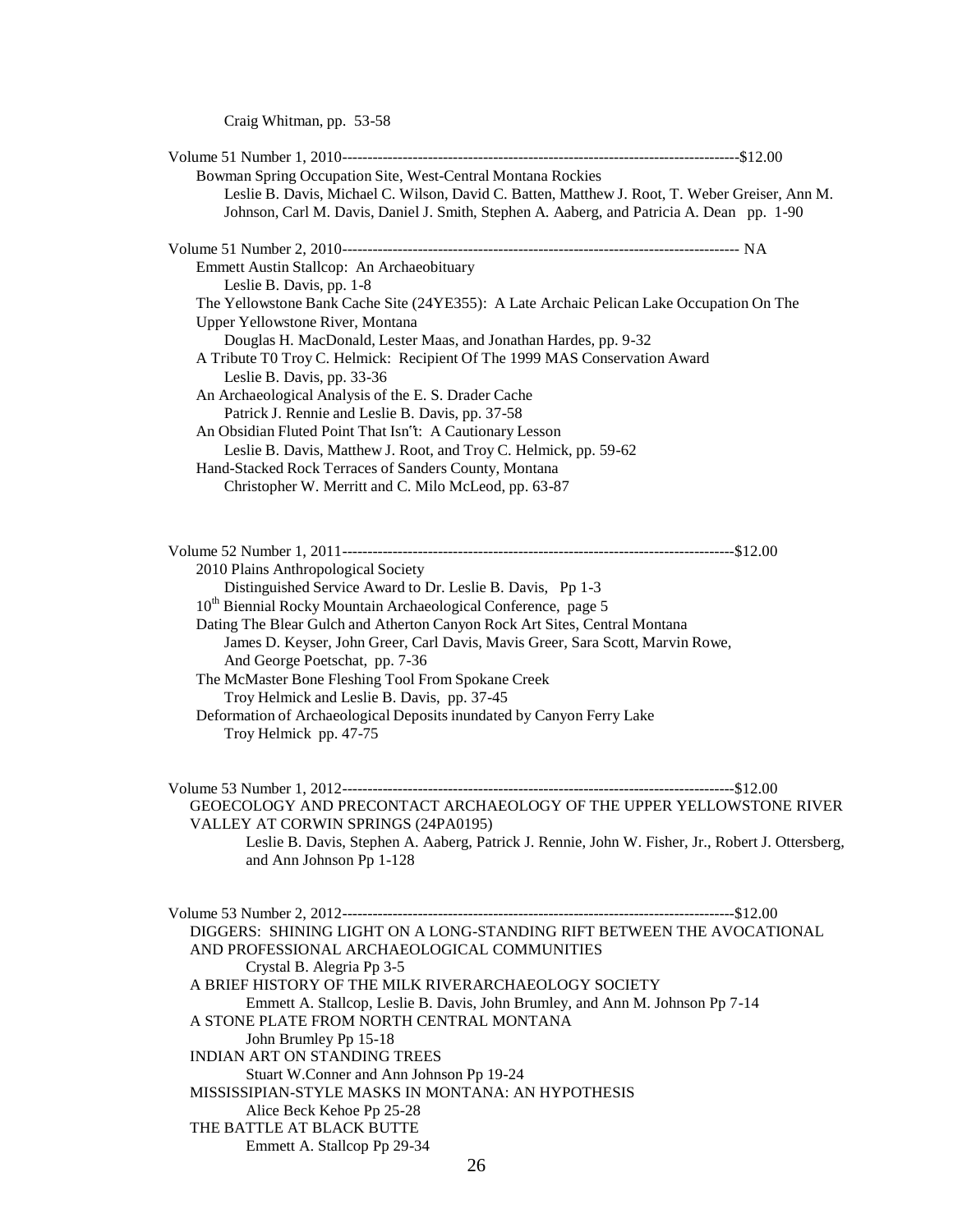Craig Whitman, pp. 53-58

Volume 51 Number 1, 2010-------------------------------------------------------------------------------$12.00

Bowman Spring Occupation Site, West-Central Montana Rockies

Leslie B. Davis, Michael C. Wilson, David C. Batten, Matthew J. Root, T. Weber Greiser, Ann M. Johnson, Carl M. Davis, Daniel J. Smith, Stephen A. Aaberg, and Patricia A. Dean pp. 1-90

Volume 51 Number 2, 2010------------------------------------------------------------------------------- NA

Emmett Austin Stallcop: An Archaeobituary

Leslie B. Davis, pp. 1-8

The Yellowstone Bank Cache Site (24YE355): A Late Archaic Pelican Lake Occupation On The Upper Yellowstone River, Montana

Douglas H. MacDonald, Lester Maas, and Jonathan Hardes, pp. 9-32

A Tribute T0 Troy C. Helmick: Recipient Of The 1999 MAS Conservation Award

Leslie B. Davis, pp. 33-36

An Archaeological Analysis of the E. S. Drader Cache

Patrick J. Rennie and Leslie B. Davis, pp. 37-58

An Obsidian Fluted Point That Isn't: A Cautionary Lesson

Leslie B. Davis, Matthew J. Root, and Troy C. Helmick, pp. 59-62

Hand-Stacked Rock Terraces of Sanders County, Montana

Christopher W. Merritt and C. Milo McLeod, pp. 63-87

Volume 52 Number 1, 2011-------------------------------------------------------------------------------$12.00

2010 Plains Anthropological Society

Distinguished Service Award to Dr. Leslie B. Davis, Pp 1-3

10th Biennial Rocky Mountain Archaeological Conference, page 5

Dating The Blear Gulch and Atherton Canyon Rock Art Sites, Central Montana

James D. Keyser, John Greer, Carl Davis, Mavis Greer, Sara Scott, Marvin Rowe, And George Poetschat, pp. 7-36

The McMaster Bone Fleshing Tool From Spokane Creek

Troy Helmick and Leslie B. Davis, pp. 37-45

Deformation of Archaeological Deposits inundated by Canyon Ferry Lake

Troy Helmick pp. 47-75

Volume 53 Number 1, 2012-------------------------------------------------------------------------------$12.00

GEOECOLOGY AND PRECONTACT ARCHAEOLOGY OF THE UPPER YELLOWSTONE RIVER VALLEY AT CORWIN SPRINGS (24PA0195)

Leslie B. Davis, Stephen A. Aaberg, Patrick J. Rennie, John W. Fisher, Jr., Robert J. Ottersberg, and Ann Johnson Pp 1-128

Volume 53 Number 2, 2012-------------------------------------------------------------------------------$12.00

DIGGERS: SHINING LIGHT ON A LONG-STANDING RIFT BETWEEN THE AVOCATIONAL AND PROFESSIONAL ARCHAEOLOGICAL COMMUNITIES

Crystal B. Alegria Pp 3-5

A BRIEF HISTORY OF THE MILK RIVERARCHAEOLOGY SOCIETY

Emmett A. Stallcop, Leslie B. Davis, John Brumley, and Ann M. Johnson Pp 7-14

A STONE PLATE FROM NORTH CENTRAL MONTANA

John Brumley Pp 15-18

INDIAN ART ON STANDING TREES

Stuart W.Conner and Ann Johnson Pp 19-24

MISSISSIPIAN-STYLE MASKS IN MONTANA: AN HYPOTHESIS

Alice Beck Kehoe Pp 25-28

THE BATTLE AT BLACK BUTTE

Emmett A. Stallcop Pp 29-34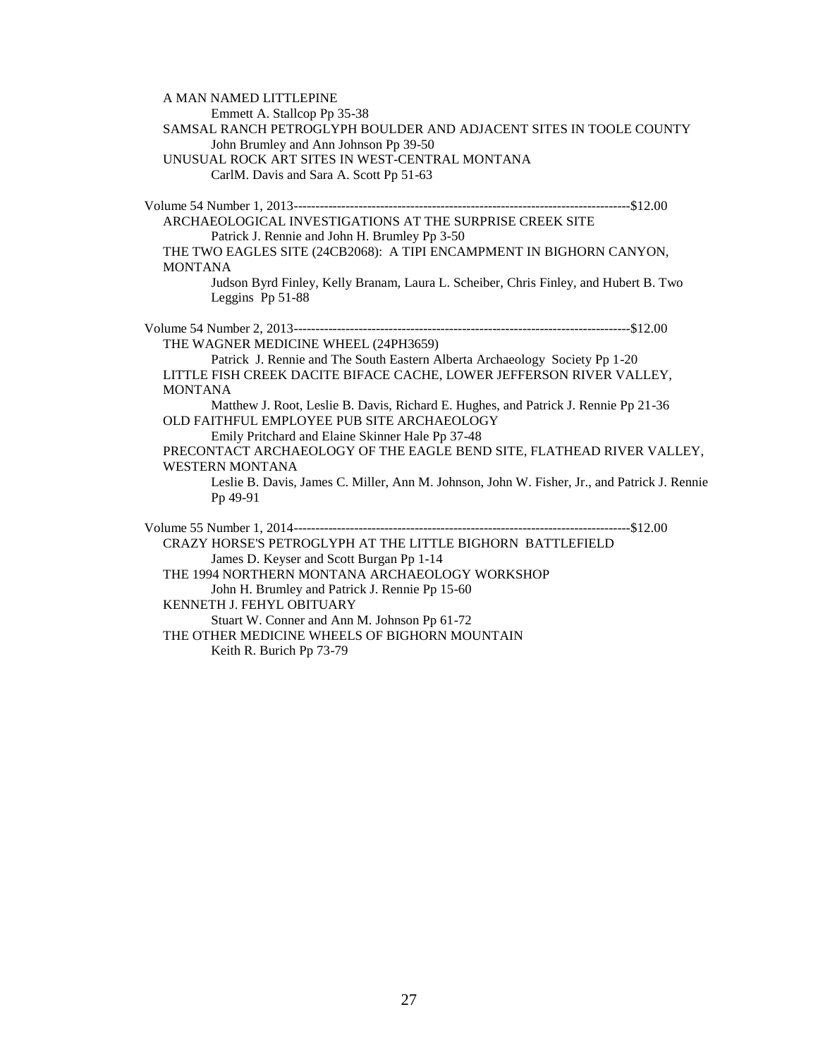A MAN NAMED LITTLEPINE
Emmett A. Stallcop Pp 35-38

SAMSAL RANCH PETROGLYPH BOULDER AND ADJACENT SITES IN TOOLE COUNTY
John Brumley and Ann Johnson Pp 39-50

UNUSUAL ROCK ART SITES IN WEST-CENTRAL MONTANA
CarlM. Davis and Sara A. Scott Pp 51-63

Volume 54 Number 1, 2013--------------------------------------------------------------------------------$12.00

ARCHAEOLOGICAL INVESTIGATIONS AT THE SURPRISE CREEK SITE
Patrick J. Rennie and John H. Brumley Pp 3-50

THE TWO EAGLES SITE (24CB2068): A TIPI ENCAMPMENT IN BIGHORN CANYON, MONTANA
Judson Byrd Finley, Kelly Branam, Laura L. Scheiber, Chris Finley, and Hubert B. Two Leggins Pp 51-88

Volume 54 Number 2, 2013--------------------------------------------------------------------------------$12.00

THE WAGNER MEDICINE WHEEL (24PH3659)
Patrick J. Rennie and The South Eastern Alberta Archaeology Society Pp 1-20

LITTLE FISH CREEK DACITE BIFACE CACHE, LOWER JEFFERSON RIVER VALLEY, MONTANA
Matthew J. Root, Leslie B. Davis, Richard E. Hughes, and Patrick J. Rennie Pp 21-36

OLD FAITHFUL EMPLOYEE PUB SITE ARCHAEOLOGY
Emily Pritchard and Elaine Skinner Hale Pp 37-48

PRECONTACT ARCHAEOLOGY OF THE EAGLE BEND SITE, FLATHEAD RIVER VALLEY, WESTERN MONTANA
Leslie B. Davis, James C. Miller, Ann M. Johnson, John W. Fisher, Jr., and Patrick J. Rennie Pp 49-91

Volume 55 Number 1, 2014--------------------------------------------------------------------------------$12.00

CRAZY HORSE'S PETROGLYPH AT THE LITTLE BIGHORN BATTLEFIELD
James D. Keyser and Scott Burgan Pp 1-14

THE 1994 NORTHERN MONTANA ARCHAEOLOGY WORKSHOP
John H. Brumley and Patrick J. Rennie Pp 15-60

KENNETH J. FEHYL OBITUARY
Stuart W. Conner and Ann M. Johnson Pp 61-72

THE OTHER MEDICINE WHEELS OF BIGHORN MOUNTAIN
Keith R. Burich Pp 73-79